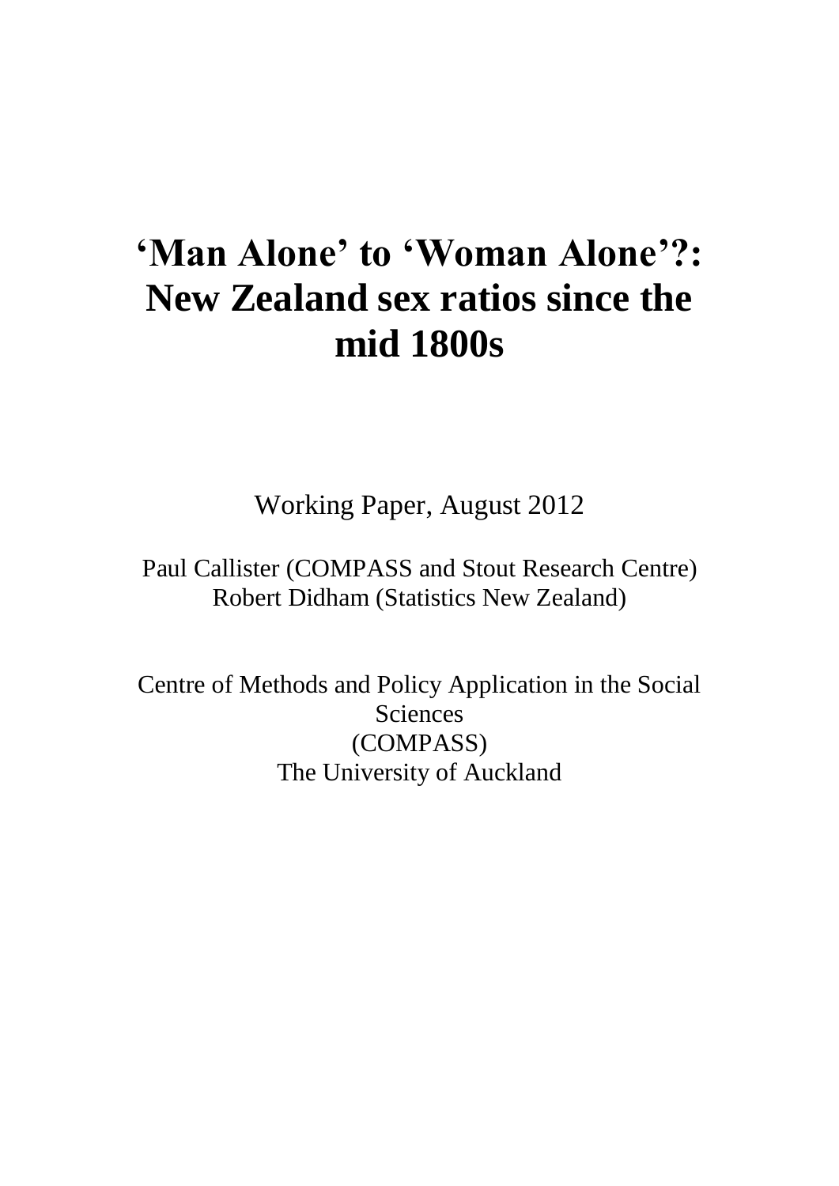# 'Man Alone' to 'Woman Alone'?: New Zealand sex ratios since the mid 1800s

Working Paper, August 2012

Paul Callister (COMPASS and Stout Research Centre)
Robert Didham (Statistics New Zealand)

Centre of Methods and Policy Application in the Social Sciences
(COMPASS)
The University of Auckland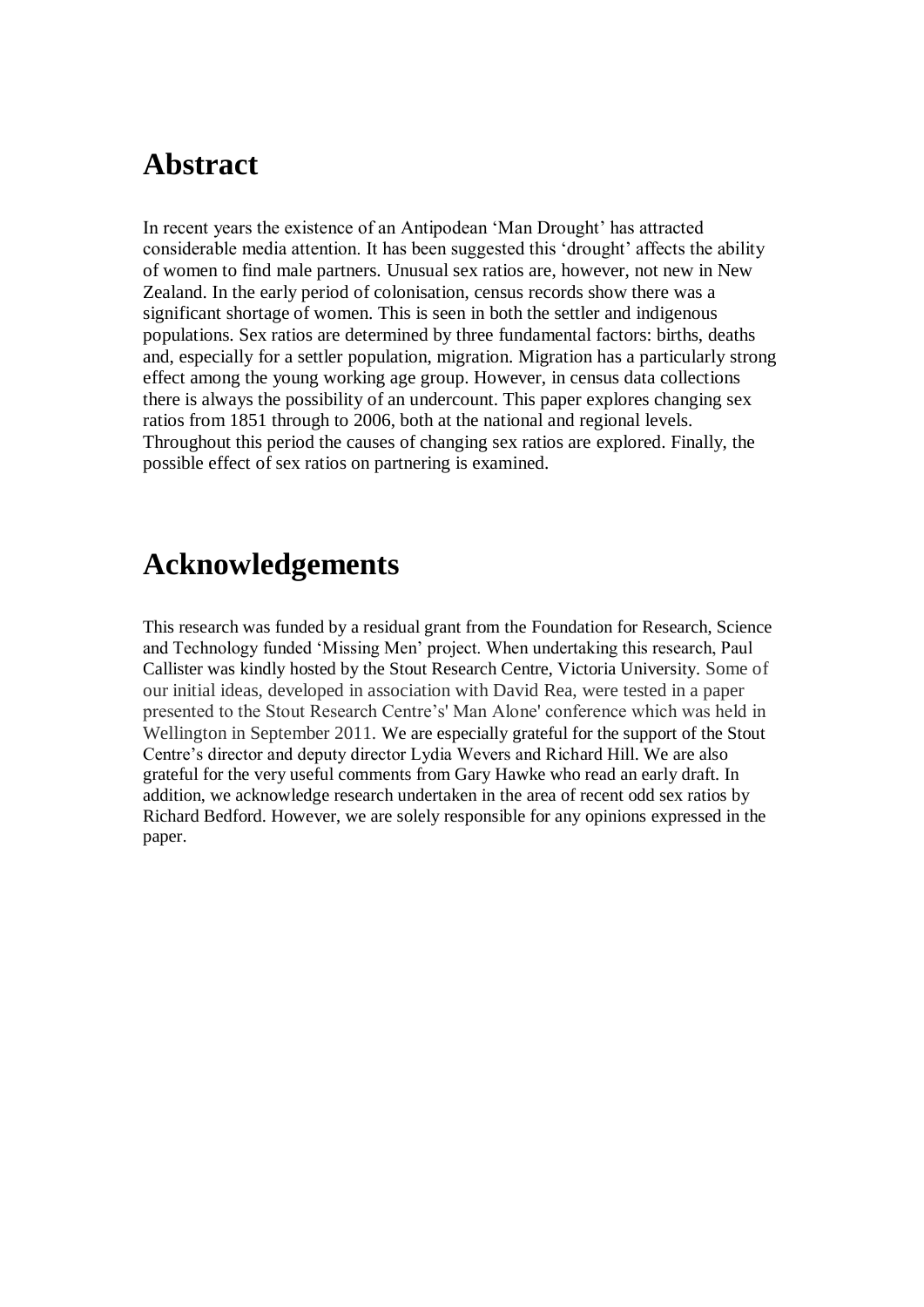# Abstract

In recent years the existence of an Antipodean 'Man Drought' has attracted considerable media attention. It has been suggested this 'drought' affects the ability of women to find male partners. Unusual sex ratios are, however, not new in New Zealand. In the early period of colonisation, census records show there was a significant shortage of women. This is seen in both the settler and indigenous populations. Sex ratios are determined by three fundamental factors: births, deaths and, especially for a settler population, migration. Migration has a particularly strong effect among the young working age group. However, in census data collections there is always the possibility of an undercount. This paper explores changing sex ratios from 1851 through to 2006, both at the national and regional levels. Throughout this period the causes of changing sex ratios are explored. Finally, the possible effect of sex ratios on partnering is examined.

# Acknowledgements

This research was funded by a residual grant from the Foundation for Research, Science and Technology funded 'Missing Men' project. When undertaking this research, Paul Callister was kindly hosted by the Stout Research Centre, Victoria University. Some of our initial ideas, developed in association with David Rea, were tested in a paper presented to the Stout Research Centre's' Man Alone' conference which was held in Wellington in September 2011. We are especially grateful for the support of the Stout Centre's director and deputy director Lydia Wevers and Richard Hill. We are also grateful for the very useful comments from Gary Hawke who read an early draft. In addition, we acknowledge research undertaken in the area of recent odd sex ratios by Richard Bedford. However, we are solely responsible for any opinions expressed in the paper.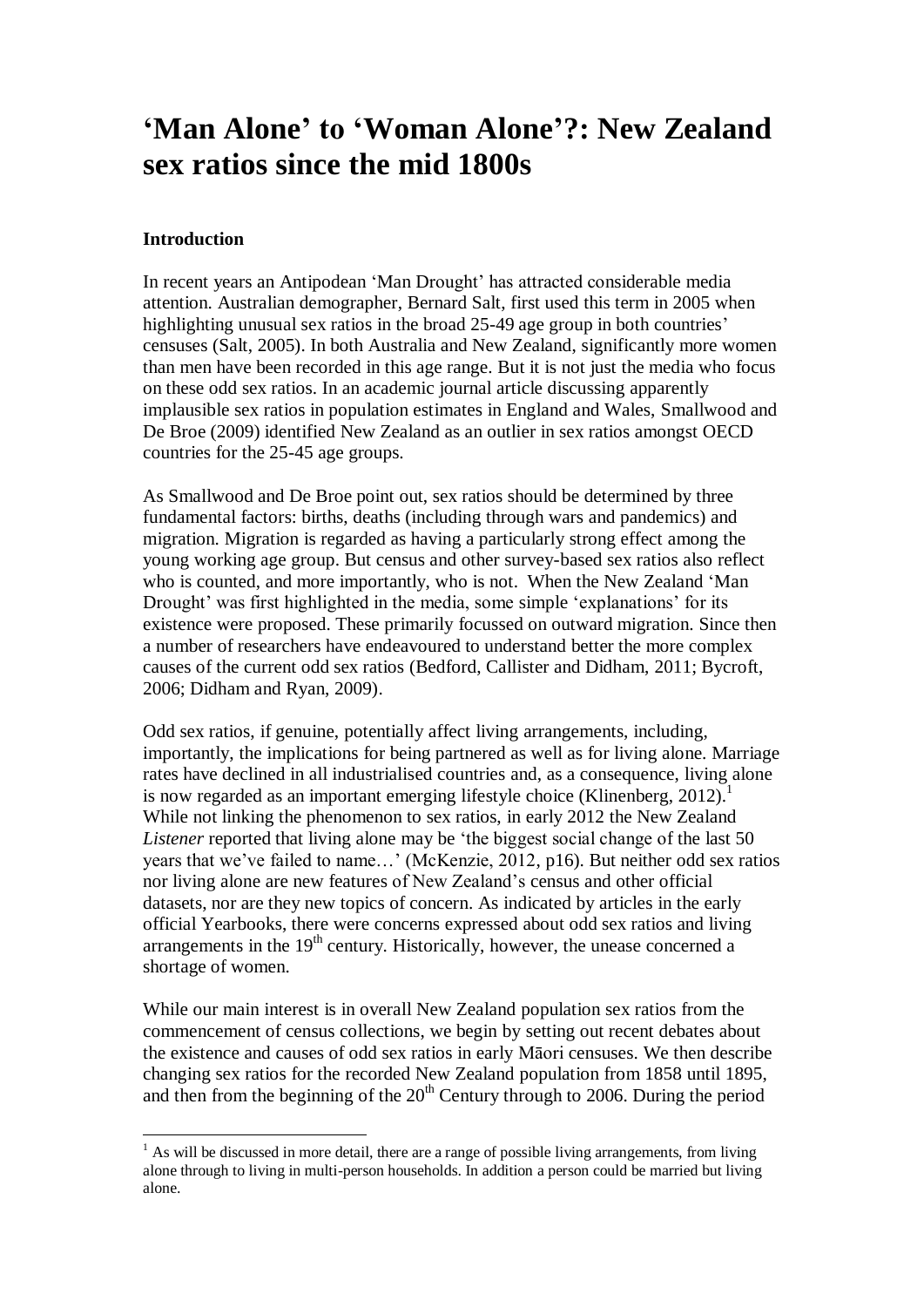# 'Man Alone' to 'Woman Alone'?: New Zealand sex ratios since the mid 1800s

### Introduction

In recent years an Antipodean 'Man Drought' has attracted considerable media attention. Australian demographer, Bernard Salt, first used this term in 2005 when highlighting unusual sex ratios in the broad 25-49 age group in both countries' censuses (Salt, 2005). In both Australia and New Zealand, significantly more women than men have been recorded in this age range. But it is not just the media who focus on these odd sex ratios. In an academic journal article discussing apparently implausible sex ratios in population estimates in England and Wales, Smallwood and De Broe (2009) identified New Zealand as an outlier in sex ratios amongst OECD countries for the 25-45 age groups.

As Smallwood and De Broe point out, sex ratios should be determined by three fundamental factors: births, deaths (including through wars and pandemics) and migration. Migration is regarded as having a particularly strong effect among the young working age group. But census and other survey-based sex ratios also reflect who is counted, and more importantly, who is not. When the New Zealand 'Man Drought' was first highlighted in the media, some simple 'explanations' for its existence were proposed. These primarily focussed on outward migration. Since then a number of researchers have endeavoured to understand better the more complex causes of the current odd sex ratios (Bedford, Callister and Didham, 2011; Bycroft, 2006; Didham and Ryan, 2009).

Odd sex ratios, if genuine, potentially affect living arrangements, including, importantly, the implications for being partnered as well as for living alone. Marriage rates have declined in all industrialised countries and, as a consequence, living alone is now regarded as an important emerging lifestyle choice (Klinenberg, 2012).[1] While not linking the phenomenon to sex ratios, in early 2012 the New Zealand *Listener* reported that living alone may be 'the biggest social change of the last 50 years that we've failed to name…' (McKenzie, 2012, p16). But neither odd sex ratios nor living alone are new features of New Zealand's census and other official datasets, nor are they new topics of concern. As indicated by articles in the early official Yearbooks, there were concerns expressed about odd sex ratios and living arrangements in the 19th century. Historically, however, the unease concerned a shortage of women.

While our main interest is in overall New Zealand population sex ratios from the commencement of census collections, we begin by setting out recent debates about the existence and causes of odd sex ratios in early Māori censuses. We then describe changing sex ratios for the recorded New Zealand population from 1858 until 1895, and then from the beginning of the 20th Century through to 2006. During the period

[1] As will be discussed in more detail, there are a range of possible living arrangements, from living alone through to living in multi-person households. In addition a person could be married but living alone.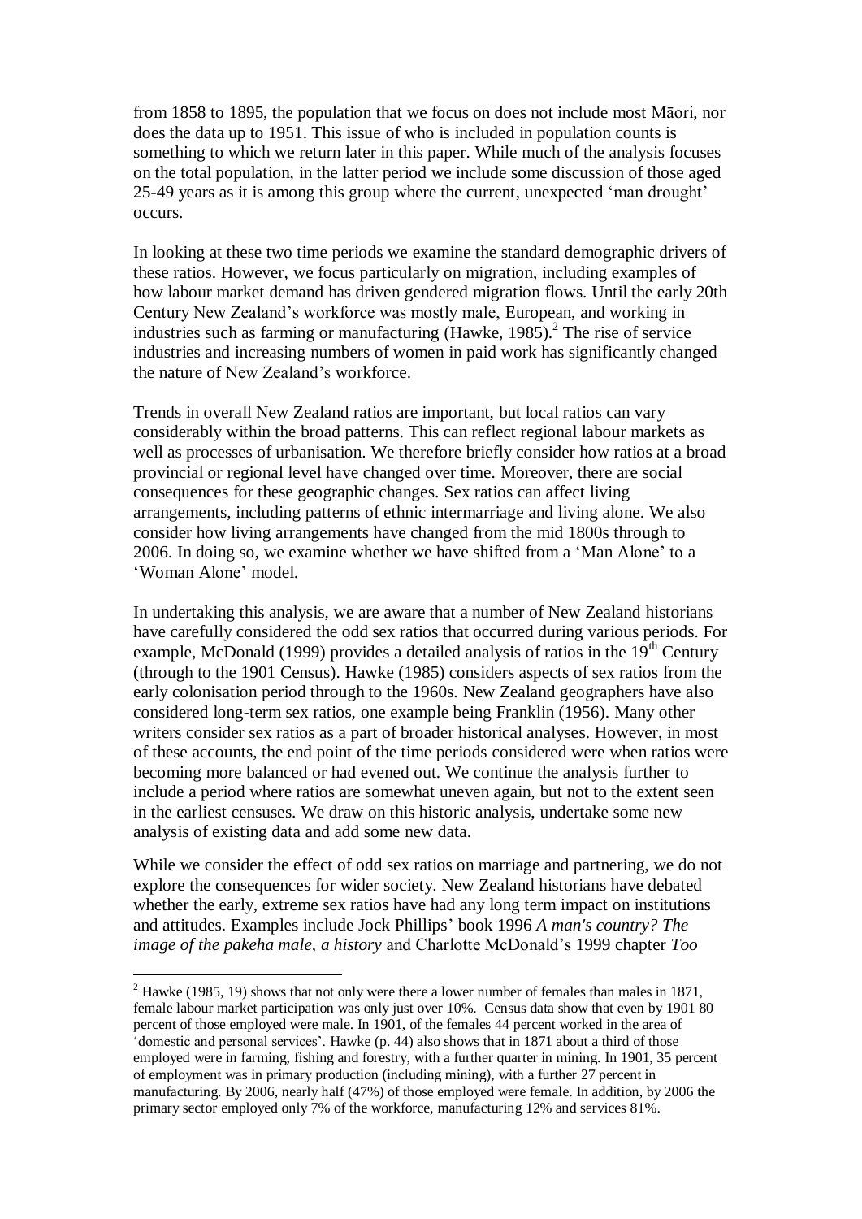from 1858 to 1895, the population that we focus on does not include most Māori, nor does the data up to 1951. This issue of who is included in population counts is something to which we return later in this paper. While much of the analysis focuses on the total population, in the latter period we include some discussion of those aged 25-49 years as it is among this group where the current, unexpected 'man drought' occurs.

In looking at these two time periods we examine the standard demographic drivers of these ratios. However, we focus particularly on migration, including examples of how labour market demand has driven gendered migration flows. Until the early 20th Century New Zealand's workforce was mostly male, European, and working in industries such as farming or manufacturing (Hawke, 1985).[2] The rise of service industries and increasing numbers of women in paid work has significantly changed the nature of New Zealand's workforce.

Trends in overall New Zealand ratios are important, but local ratios can vary considerably within the broad patterns. This can reflect regional labour markets as well as processes of urbanisation. We therefore briefly consider how ratios at a broad provincial or regional level have changed over time. Moreover, there are social consequences for these geographic changes. Sex ratios can affect living arrangements, including patterns of ethnic intermarriage and living alone. We also consider how living arrangements have changed from the mid 1800s through to 2006. In doing so, we examine whether we have shifted from a 'Man Alone' to a 'Woman Alone' model.

In undertaking this analysis, we are aware that a number of New Zealand historians have carefully considered the odd sex ratios that occurred during various periods. For example, McDonald (1999) provides a detailed analysis of ratios in the 19th Century (through to the 1901 Census). Hawke (1985) considers aspects of sex ratios from the early colonisation period through to the 1960s. New Zealand geographers have also considered long-term sex ratios, one example being Franklin (1956). Many other writers consider sex ratios as a part of broader historical analyses. However, in most of these accounts, the end point of the time periods considered were when ratios were becoming more balanced or had evened out. We continue the analysis further to include a period where ratios are somewhat uneven again, but not to the extent seen in the earliest censuses. We draw on this historic analysis, undertake some new analysis of existing data and add some new data.

While we consider the effect of odd sex ratios on marriage and partnering, we do not explore the consequences for wider society. New Zealand historians have debated whether the early, extreme sex ratios have had any long term impact on institutions and attitudes. Examples include Jock Phillips' book 1996 *A man's country? The image of the pakeha male, a history* and Charlotte McDonald's 1999 chapter *Too*

---

[2] Hawke (1985, 19) shows that not only were there a lower number of females than males in 1871, female labour market participation was only just over 10%. Census data show that even by 1901 80 percent of those employed were male. In 1901, of the females 44 percent worked in the area of 'domestic and personal services'. Hawke (p. 44) also shows that in 1871 about a third of those employed were in farming, fishing and forestry, with a further quarter in mining. In 1901, 35 percent of employment was in primary production (including mining), with a further 27 percent in manufacturing. By 2006, nearly half (47%) of those employed were female. In addition, by 2006 the primary sector employed only 7% of the workforce, manufacturing 12% and services 81%.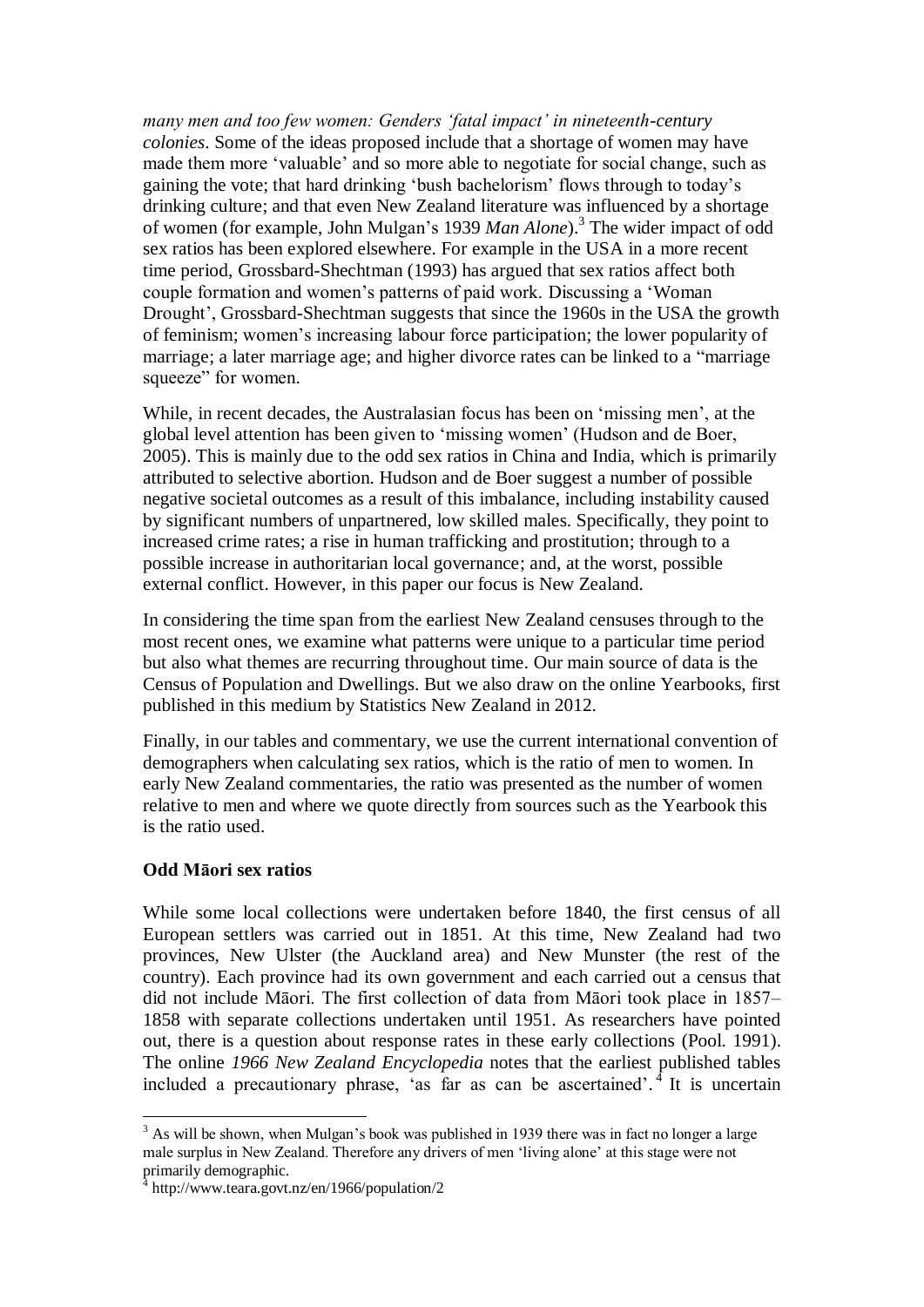*many men and too few women: Genders 'fatal impact' in nineteenth-century colonies*. Some of the ideas proposed include that a shortage of women may have made them more 'valuable' and so more able to negotiate for social change, such as gaining the vote; that hard drinking 'bush bachelorism' flows through to today's drinking culture; and that even New Zealand literature was influenced by a shortage of women (for example, John Mulgan's 1939 *Man Alone*).[3] The wider impact of odd sex ratios has been explored elsewhere. For example in the USA in a more recent time period, Grossbard-Shechtman (1993) has argued that sex ratios affect both couple formation and women's patterns of paid work. Discussing a 'Woman Drought', Grossbard-Shechtman suggests that since the 1960s in the USA the growth of feminism; women's increasing labour force participation; the lower popularity of marriage; a later marriage age; and higher divorce rates can be linked to a "marriage squeeze" for women.

While, in recent decades, the Australasian focus has been on 'missing men', at the global level attention has been given to 'missing women' (Hudson and de Boer, 2005). This is mainly due to the odd sex ratios in China and India, which is primarily attributed to selective abortion. Hudson and de Boer suggest a number of possible negative societal outcomes as a result of this imbalance, including instability caused by significant numbers of unpartnered, low skilled males. Specifically, they point to increased crime rates; a rise in human trafficking and prostitution; through to a possible increase in authoritarian local governance; and, at the worst, possible external conflict. However, in this paper our focus is New Zealand.

In considering the time span from the earliest New Zealand censuses through to the most recent ones, we examine what patterns were unique to a particular time period but also what themes are recurring throughout time. Our main source of data is the Census of Population and Dwellings. But we also draw on the online Yearbooks, first published in this medium by Statistics New Zealand in 2012.

Finally, in our tables and commentary, we use the current international convention of demographers when calculating sex ratios, which is the ratio of men to women. In early New Zealand commentaries, the ratio was presented as the number of women relative to men and where we quote directly from sources such as the Yearbook this is the ratio used.

### Odd Māori sex ratios

While some local collections were undertaken before 1840, the first census of all European settlers was carried out in 1851. At this time, New Zealand had two provinces, New Ulster (the Auckland area) and New Munster (the rest of the country). Each province had its own government and each carried out a census that did not include Māori. The first collection of data from Māori took place in 1857–1858 with separate collections undertaken until 1951. As researchers have pointed out, there is a question about response rates in these early collections (Pool. 1991). The online *1966 New Zealand Encyclopedia* notes that the earliest published tables included a precautionary phrase, 'as far as can be ascertained'.[4] It is uncertain

---

[3] As will be shown, when Mulgan's book was published in 1939 there was in fact no longer a large male surplus in New Zealand. Therefore any drivers of men 'living alone' at this stage were not primarily demographic.

[4] http://www.teara.govt.nz/en/1966/population/2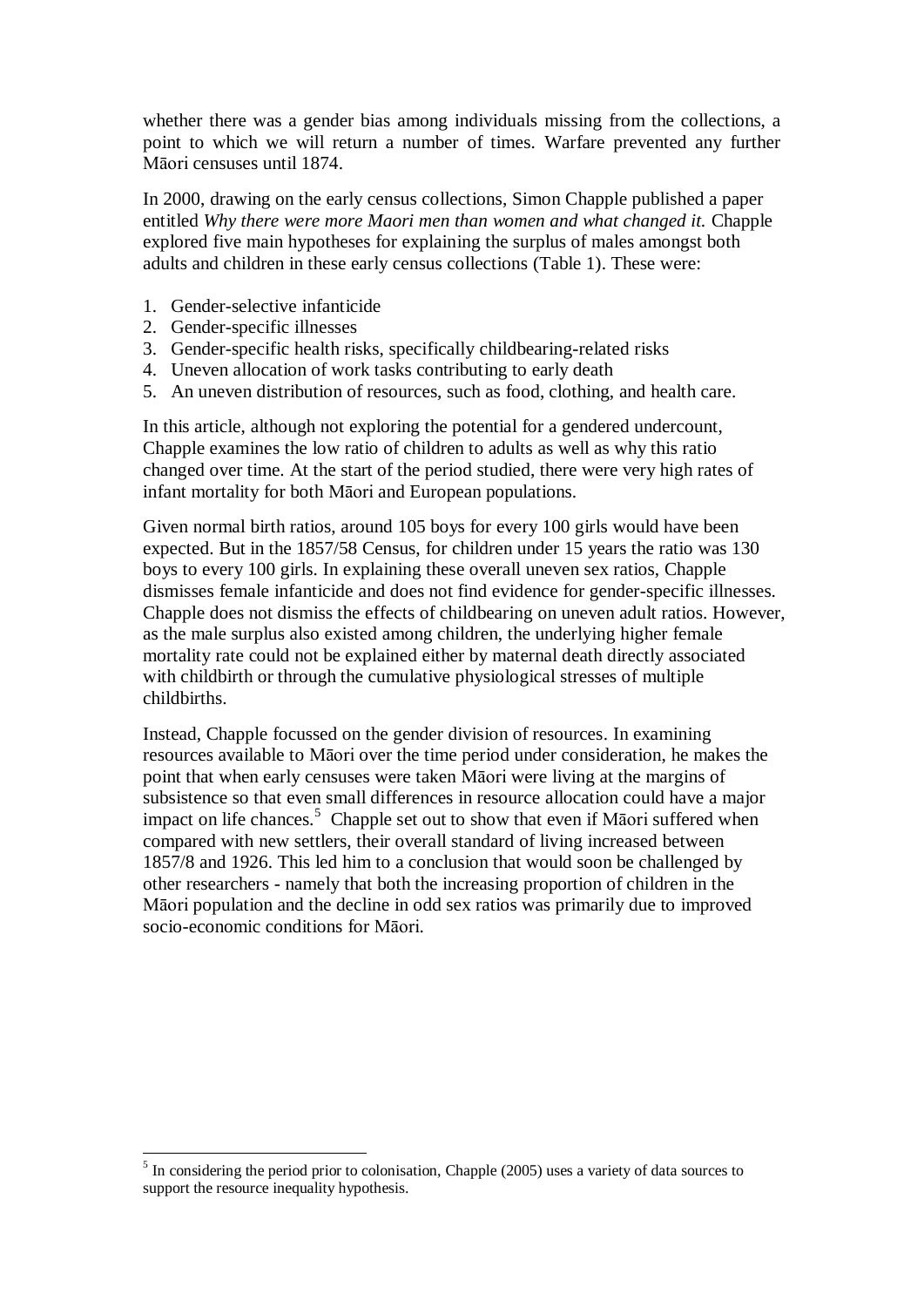whether there was a gender bias among individuals missing from the collections, a point to which we will return a number of times. Warfare prevented any further Māori censuses until 1874.

In 2000, drawing on the early census collections, Simon Chapple published a paper entitled *Why there were more Maori men than women and what changed it.* Chapple explored five main hypotheses for explaining the surplus of males amongst both adults and children in these early census collections (Table 1). These were:

1. Gender-selective infanticide
2. Gender-specific illnesses
3. Gender-specific health risks, specifically childbearing-related risks
4. Uneven allocation of work tasks contributing to early death
5. An uneven distribution of resources, such as food, clothing, and health care.

In this article, although not exploring the potential for a gendered undercount, Chapple examines the low ratio of children to adults as well as why this ratio changed over time. At the start of the period studied, there were very high rates of infant mortality for both Māori and European populations.

Given normal birth ratios, around 105 boys for every 100 girls would have been expected. But in the 1857/58 Census, for children under 15 years the ratio was 130 boys to every 100 girls. In explaining these overall uneven sex ratios, Chapple dismisses female infanticide and does not find evidence for gender-specific illnesses. Chapple does not dismiss the effects of childbearing on uneven adult ratios. However, as the male surplus also existed among children, the underlying higher female mortality rate could not be explained either by maternal death directly associated with childbirth or through the cumulative physiological stresses of multiple childbirths.

Instead, Chapple focussed on the gender division of resources. In examining resources available to Māori over the time period under consideration, he makes the point that when early censuses were taken Māori were living at the margins of subsistence so that even small differences in resource allocation could have a major impact on life chances.[5] Chapple set out to show that even if Māori suffered when compared with new settlers, their overall standard of living increased between 1857/8 and 1926. This led him to a conclusion that would soon be challenged by other researchers - namely that both the increasing proportion of children in the Māori population and the decline in odd sex ratios was primarily due to improved socio-economic conditions for Māori.

[5] In considering the period prior to colonisation, Chapple (2005) uses a variety of data sources to support the resource inequality hypothesis.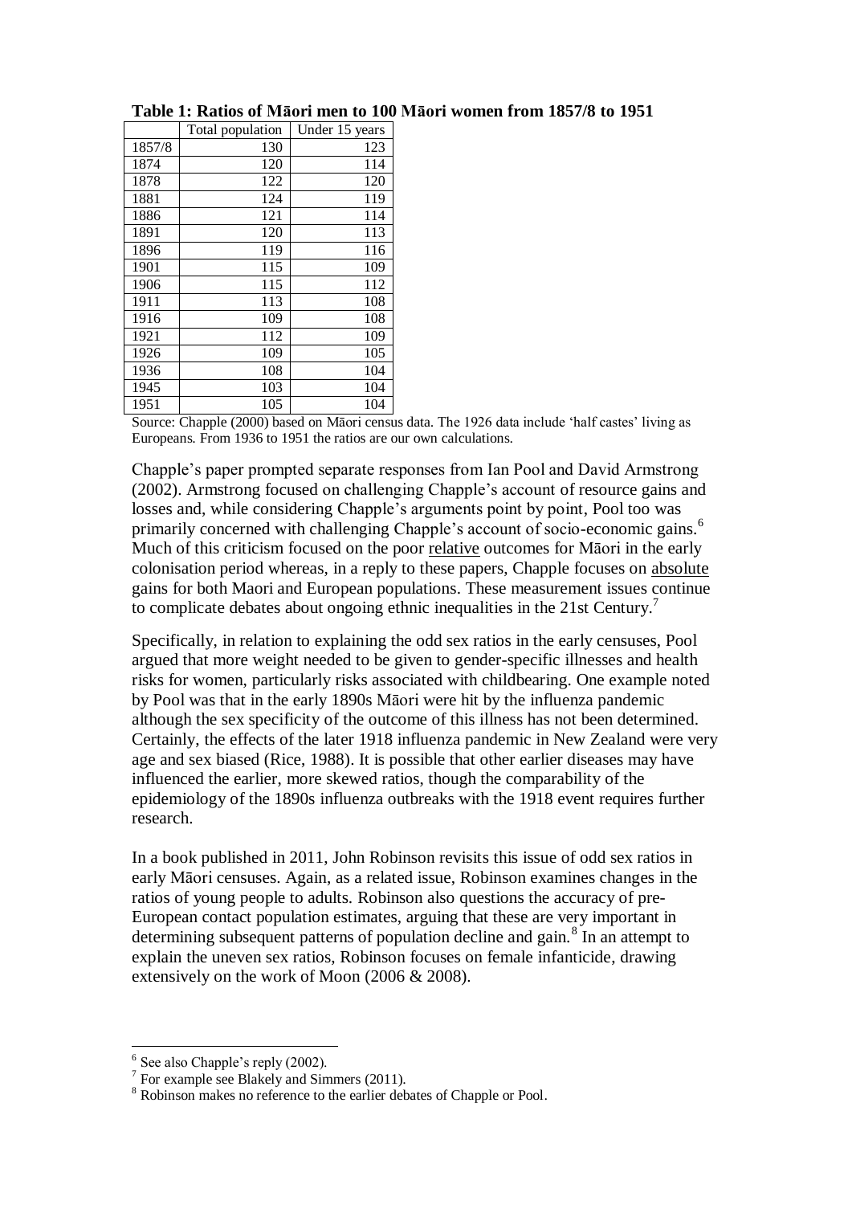**Table 1: Ratios of Māori men to 100 Māori women from 1857/8 to 1951**

| | Total population | Under 15 years |
|---|---|---|
| 1857/8 | 130 | 123 |
| 1874 | 120 | 114 |
| 1878 | 122 | 120 |
| 1881 | 124 | 119 |
| 1886 | 121 | 114 |
| 1891 | 120 | 113 |
| 1896 | 119 | 116 |
| 1901 | 115 | 109 |
| 1906 | 115 | 112 |
| 1911 | 113 | 108 |
| 1916 | 109 | 108 |
| 1921 | 112 | 109 |
| 1926 | 109 | 105 |
| 1936 | 108 | 104 |
| 1945 | 103 | 104 |
| 1951 | 105 | 104 |

Source: Chapple (2000) based on Māori census data. The 1926 data include 'half castes' living as Europeans. From 1936 to 1951 the ratios are our own calculations.

Chapple's paper prompted separate responses from Ian Pool and David Armstrong (2002). Armstrong focused on challenging Chapple's account of resource gains and losses and, while considering Chapple's arguments point by point, Pool too was primarily concerned with challenging Chapple's account of socio-economic gains.[6] Much of this criticism focused on the poor relative outcomes for Māori in the early colonisation period whereas, in a reply to these papers, Chapple focuses on absolute gains for both Maori and European populations. These measurement issues continue to complicate debates about ongoing ethnic inequalities in the 21st Century.[7]

Specifically, in relation to explaining the odd sex ratios in the early censuses, Pool argued that more weight needed to be given to gender-specific illnesses and health risks for women, particularly risks associated with childbearing. One example noted by Pool was that in the early 1890s Māori were hit by the influenza pandemic although the sex specificity of the outcome of this illness has not been determined. Certainly, the effects of the later 1918 influenza pandemic in New Zealand were very age and sex biased (Rice, 1988). It is possible that other earlier diseases may have influenced the earlier, more skewed ratios, though the comparability of the epidemiology of the 1890s influenza outbreaks with the 1918 event requires further research.

In a book published in 2011, John Robinson revisits this issue of odd sex ratios in early Māori censuses. Again, as a related issue, Robinson examines changes in the ratios of young people to adults. Robinson also questions the accuracy of pre-European contact population estimates, arguing that these are very important in determining subsequent patterns of population decline and gain.[8] In an attempt to explain the uneven sex ratios, Robinson focuses on female infanticide, drawing extensively on the work of Moon (2006 & 2008).

---

[6] See also Chapple's reply (2002).

[7] For example see Blakely and Simmers (2011).

[8] Robinson makes no reference to the earlier debates of Chapple or Pool.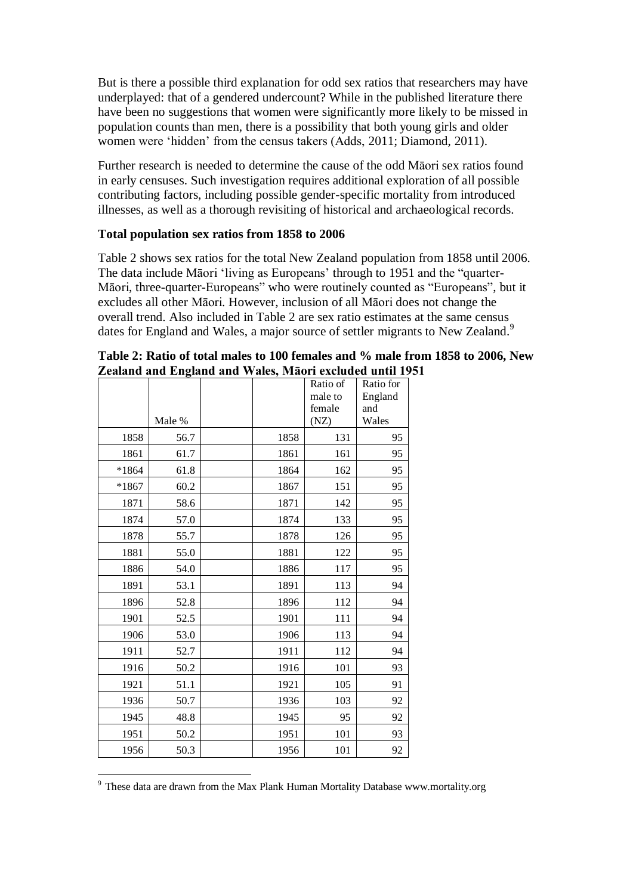But is there a possible third explanation for odd sex ratios that researchers may have underplayed: that of a gendered undercount? While in the published literature there have been no suggestions that women were significantly more likely to be missed in population counts than men, there is a possibility that both young girls and older women were 'hidden' from the census takers (Adds, 2011; Diamond, 2011).

Further research is needed to determine the cause of the odd Māori sex ratios found in early censuses. Such investigation requires additional exploration of all possible contributing factors, including possible gender-specific mortality from introduced illnesses, as well as a thorough revisiting of historical and archaeological records.

**Total population sex ratios from 1858 to 2006**

Table 2 shows sex ratios for the total New Zealand population from 1858 until 2006. The data include Māori 'living as Europeans' through to 1951 and the "quarter-Māori, three-quarter-Europeans" who were routinely counted as "Europeans", but it excludes all other Māori. However, inclusion of all Māori does not change the overall trend. Also included in Table 2 are sex ratio estimates at the same census dates for England and Wales, a major source of settler migrants to New Zealand.[9]

**Table 2: Ratio of total males to 100 females and % male from 1858 to 2006, New Zealand and England and Wales, Māori excluded until 1951**

| | Male % | | | Ratio of male to female (NZ) | Ratio for England and Wales |
|---|---|---|---|---|---|
| 1858 | 56.7 | | 1858 | 131 | 95 |
| 1861 | 61.7 | | 1861 | 161 | 95 |
| *1864 | 61.8 | | 1864 | 162 | 95 |
| *1867 | 60.2 | | 1867 | 151 | 95 |
| 1871 | 58.6 | | 1871 | 142 | 95 |
| 1874 | 57.0 | | 1874 | 133 | 95 |
| 1878 | 55.7 | | 1878 | 126 | 95 |
| 1881 | 55.0 | | 1881 | 122 | 95 |
| 1886 | 54.0 | | 1886 | 117 | 95 |
| 1891 | 53.1 | | 1891 | 113 | 94 |
| 1896 | 52.8 | | 1896 | 112 | 94 |
| 1901 | 52.5 | | 1901 | 111 | 94 |
| 1906 | 53.0 | | 1906 | 113 | 94 |
| 1911 | 52.7 | | 1911 | 112 | 94 |
| 1916 | 50.2 | | 1916 | 101 | 93 |
| 1921 | 51.1 | | 1921 | 105 | 91 |
| 1936 | 50.7 | | 1936 | 103 | 92 |
| 1945 | 48.8 | | 1945 | 95 | 92 |
| 1951 | 50.2 | | 1951 | 101 | 93 |
| 1956 | 50.3 | | 1956 | 101 | 92 |

[9] These data are drawn from the Max Plank Human Mortality Database www.mortality.org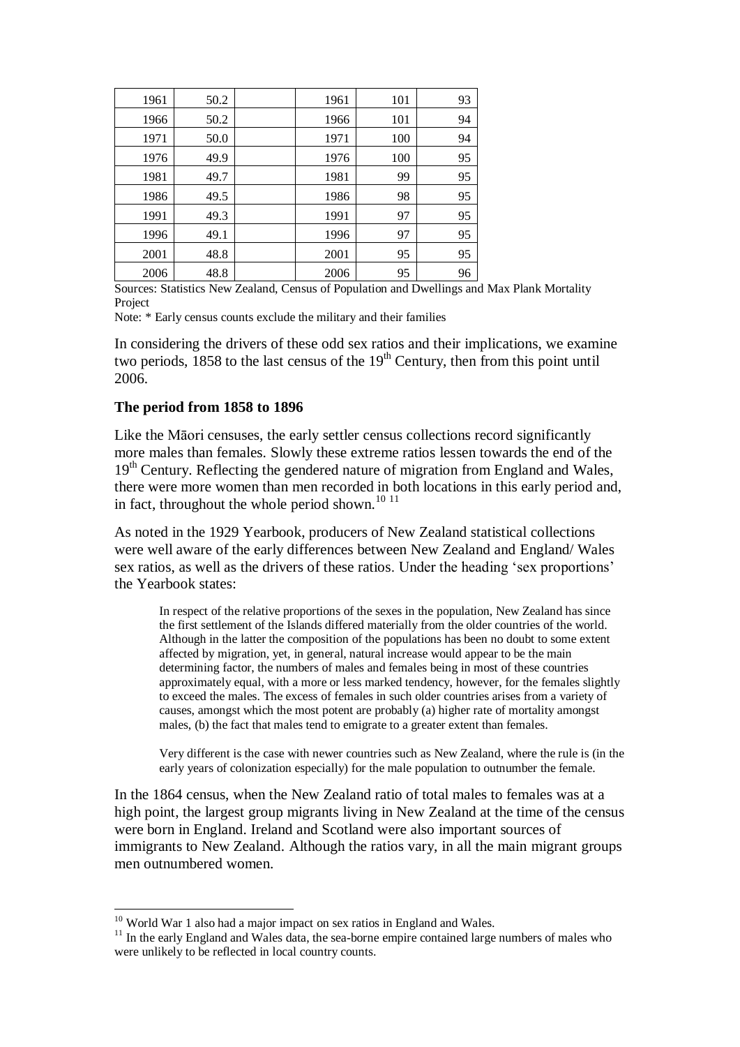| | | | | | |
|---|---|---|---|---|---|
| 1961 | 50.2 | | 1961 | 101 | 93 |
| 1966 | 50.2 | | 1966 | 101 | 94 |
| 1971 | 50.0 | | 1971 | 100 | 94 |
| 1976 | 49.9 | | 1976 | 100 | 95 |
| 1981 | 49.7 | | 1981 | 99 | 95 |
| 1986 | 49.5 | | 1986 | 98 | 95 |
| 1991 | 49.3 | | 1991 | 97 | 95 |
| 1996 | 49.1 | | 1996 | 97 | 95 |
| 2001 | 48.8 | | 2001 | 95 | 95 |
| 2006 | 48.8 | | 2006 | 95 | 96 |

Sources: Statistics New Zealand, Census of Population and Dwellings and Max Plank Mortality Project

Note: * Early census counts exclude the military and their families

In considering the drivers of these odd sex ratios and their implications, we examine two periods, 1858 to the last census of the 19th Century, then from this point until 2006.

**The period from 1858 to 1896**

Like the Māori censuses, the early settler census collections record significantly more males than females. Slowly these extreme ratios lessen towards the end of the 19th Century. Reflecting the gendered nature of migration from England and Wales, there were more women than men recorded in both locations in this early period and, in fact, throughout the whole period shown.[10] [11]

As noted in the 1929 Yearbook, producers of New Zealand statistical collections were well aware of the early differences between New Zealand and England/ Wales sex ratios, as well as the drivers of these ratios. Under the heading 'sex proportions' the Yearbook states:

> In respect of the relative proportions of the sexes in the population, New Zealand has since the first settlement of the Islands differed materially from the older countries of the world. Although in the latter the composition of the populations has been no doubt to some extent affected by migration, yet, in general, natural increase would appear to be the main determining factor, the numbers of males and females being in most of these countries approximately equal, with a more or less marked tendency, however, for the females slightly to exceed the males. The excess of females in such older countries arises from a variety of causes, amongst which the most potent are probably (a) higher rate of mortality amongst males, (b) the fact that males tend to emigrate to a greater extent than females.
>
> Very different is the case with newer countries such as New Zealand, where the rule is (in the early years of colonization especially) for the male population to outnumber the female.

In the 1864 census, when the New Zealand ratio of total males to females was at a high point, the largest group migrants living in New Zealand at the time of the census were born in England. Ireland and Scotland were also important sources of immigrants to New Zealand. Although the ratios vary, in all the main migrant groups men outnumbered women.

---

[10] World War 1 also had a major impact on sex ratios in England and Wales.

[11] In the early England and Wales data, the sea-borne empire contained large numbers of males who were unlikely to be reflected in local country counts.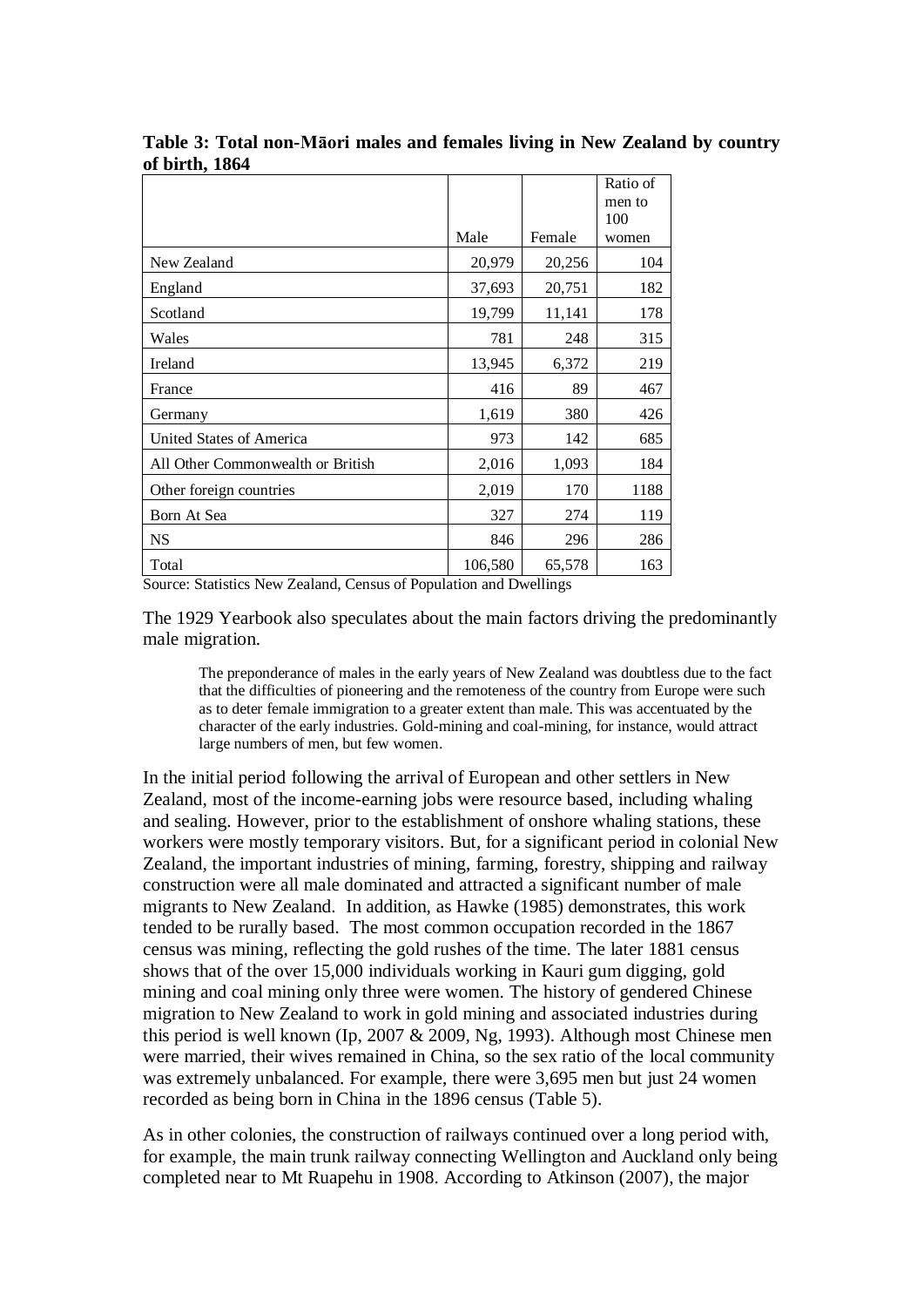**Table 3: Total non-Māori males and females living in New Zealand by country of birth, 1864**

| | Male | Female | Ratio of men to 100 women |
|---|---|---|---|
| New Zealand | 20,979 | 20,256 | 104 |
| England | 37,693 | 20,751 | 182 |
| Scotland | 19,799 | 11,141 | 178 |
| Wales | 781 | 248 | 315 |
| Ireland | 13,945 | 6,372 | 219 |
| France | 416 | 89 | 467 |
| Germany | 1,619 | 380 | 426 |
| United States of America | 973 | 142 | 685 |
| All Other Commonwealth or British | 2,016 | 1,093 | 184 |
| Other foreign countries | 2,019 | 170 | 1188 |
| Born At Sea | 327 | 274 | 119 |
| NS | 846 | 296 | 286 |
| Total | 106,580 | 65,578 | 163 |

Source: Statistics New Zealand, Census of Population and Dwellings

The 1929 Yearbook also speculates about the main factors driving the predominantly male migration.

> The preponderance of males in the early years of New Zealand was doubtless due to the fact that the difficulties of pioneering and the remoteness of the country from Europe were such as to deter female immigration to a greater extent than male. This was accentuated by the character of the early industries. Gold-mining and coal-mining, for instance, would attract large numbers of men, but few women.

In the initial period following the arrival of European and other settlers in New Zealand, most of the income-earning jobs were resource based, including whaling and sealing. However, prior to the establishment of onshore whaling stations, these workers were mostly temporary visitors. But, for a significant period in colonial New Zealand, the important industries of mining, farming, forestry, shipping and railway construction were all male dominated and attracted a significant number of male migrants to New Zealand. In addition, as Hawke (1985) demonstrates, this work tended to be rurally based. The most common occupation recorded in the 1867 census was mining, reflecting the gold rushes of the time. The later 1881 census shows that of the over 15,000 individuals working in Kauri gum digging, gold mining and coal mining only three were women. The history of gendered Chinese migration to New Zealand to work in gold mining and associated industries during this period is well known (Ip, 2007 & 2009, Ng, 1993). Although most Chinese men were married, their wives remained in China, so the sex ratio of the local community was extremely unbalanced. For example, there were 3,695 men but just 24 women recorded as being born in China in the 1896 census (Table 5).

As in other colonies, the construction of railways continued over a long period with, for example, the main trunk railway connecting Wellington and Auckland only being completed near to Mt Ruapehu in 1908. According to Atkinson (2007), the major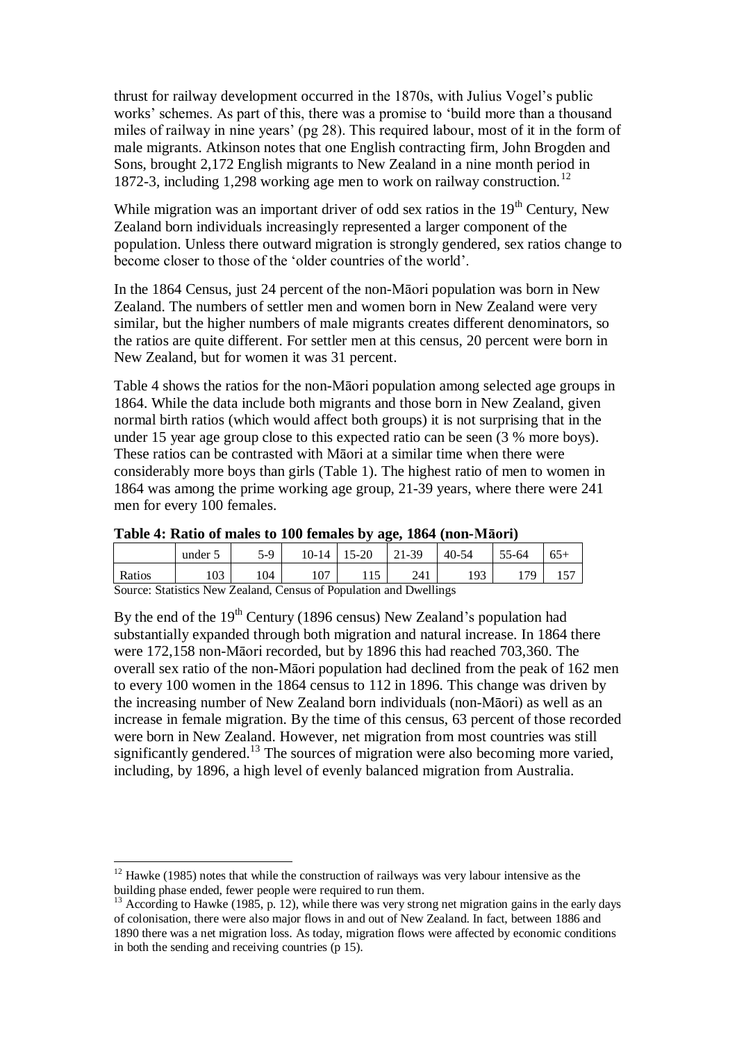thrust for railway development occurred in the 1870s, with Julius Vogel's public works' schemes. As part of this, there was a promise to 'build more than a thousand miles of railway in nine years' (pg 28). This required labour, most of it in the form of male migrants. Atkinson notes that one English contracting firm, John Brogden and Sons, brought 2,172 English migrants to New Zealand in a nine month period in 1872-3, including 1,298 working age men to work on railway construction.[12]

While migration was an important driver of odd sex ratios in the 19th Century, New Zealand born individuals increasingly represented a larger component of the population. Unless there outward migration is strongly gendered, sex ratios change to become closer to those of the 'older countries of the world'.

In the 1864 Census, just 24 percent of the non-Māori population was born in New Zealand. The numbers of settler men and women born in New Zealand were very similar, but the higher numbers of male migrants creates different denominators, so the ratios are quite different. For settler men at this census, 20 percent were born in New Zealand, but for women it was 31 percent.

Table 4 shows the ratios for the non-Māori population among selected age groups in 1864. While the data include both migrants and those born in New Zealand, given normal birth ratios (which would affect both groups) it is not surprising that in the under 15 year age group close to this expected ratio can be seen (3 % more boys). These ratios can be contrasted with Māori at a similar time when there were considerably more boys than girls (Table 1). The highest ratio of men to women in 1864 was among the prime working age group, 21-39 years, where there were 241 men for every 100 females.

**Table 4: Ratio of males to 100 females by age, 1864 (non-Māori)**

| | under 5 | 5-9 | 10-14 | 15-20 | 21-39 | 40-54 | 55-64 | 65+ |
|---|---|---|---|---|---|---|---|---|
| Ratios | 103 | 104 | 107 | 115 | 241 | 193 | 179 | 157 |

Source: Statistics New Zealand, Census of Population and Dwellings

By the end of the 19th Century (1896 census) New Zealand's population had substantially expanded through both migration and natural increase. In 1864 there were 172,158 non-Māori recorded, but by 1896 this had reached 703,360. The overall sex ratio of the non-Māori population had declined from the peak of 162 men to every 100 women in the 1864 census to 112 in 1896. This change was driven by the increasing number of New Zealand born individuals (non-Māori) as well as an increase in female migration. By the time of this census, 63 percent of those recorded were born in New Zealand. However, net migration from most countries was still significantly gendered.[13] The sources of migration were also becoming more varied, including, by 1896, a high level of evenly balanced migration from Australia.

[12] Hawke (1985) notes that while the construction of railways was very labour intensive as the building phase ended, fewer people were required to run them.

[13] According to Hawke (1985, p. 12), while there was very strong net migration gains in the early days of colonisation, there were also major flows in and out of New Zealand. In fact, between 1886 and 1890 there was a net migration loss. As today, migration flows were affected by economic conditions in both the sending and receiving countries (p 15).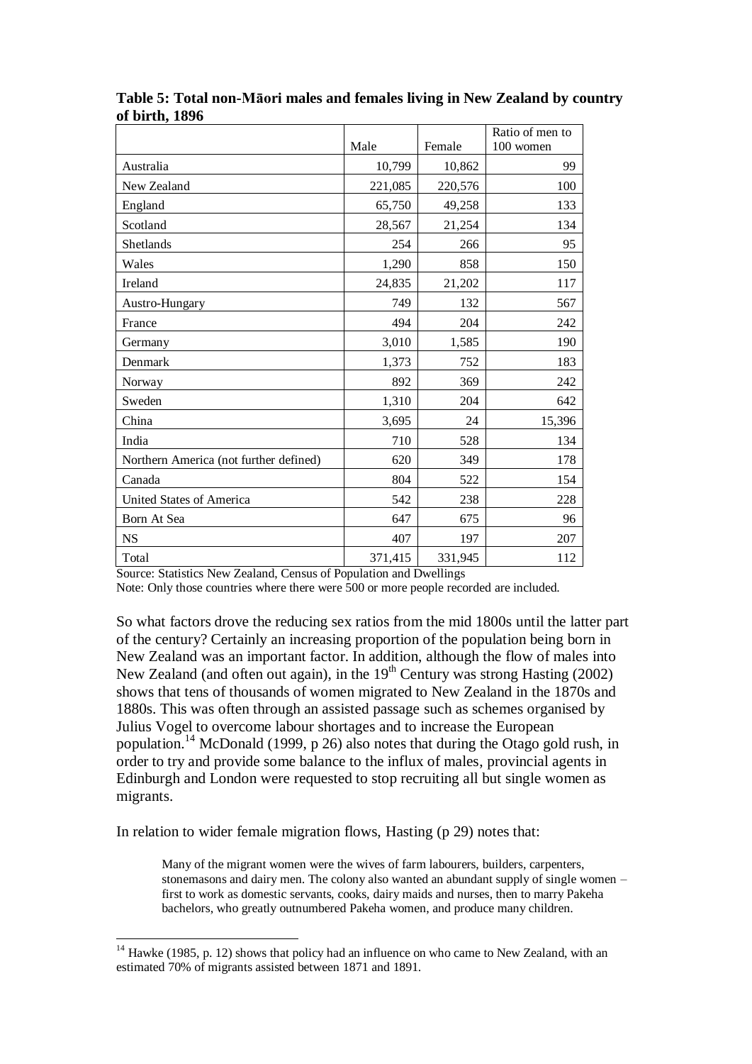**Table 5: Total non-Māori males and females living in New Zealand by country of birth, 1896**

| | Male | Female | Ratio of men to 100 women |
|---|---|---|---|
| Australia | 10,799 | 10,862 | 99 |
| New Zealand | 221,085 | 220,576 | 100 |
| England | 65,750 | 49,258 | 133 |
| Scotland | 28,567 | 21,254 | 134 |
| Shetlands | 254 | 266 | 95 |
| Wales | 1,290 | 858 | 150 |
| Ireland | 24,835 | 21,202 | 117 |
| Austro-Hungary | 749 | 132 | 567 |
| France | 494 | 204 | 242 |
| Germany | 3,010 | 1,585 | 190 |
| Denmark | 1,373 | 752 | 183 |
| Norway | 892 | 369 | 242 |
| Sweden | 1,310 | 204 | 642 |
| China | 3,695 | 24 | 15,396 |
| India | 710 | 528 | 134 |
| Northern America (not further defined) | 620 | 349 | 178 |
| Canada | 804 | 522 | 154 |
| United States of America | 542 | 238 | 228 |
| Born At Sea | 647 | 675 | 96 |
| NS | 407 | 197 | 207 |
| Total | 371,415 | 331,945 | 112 |

Source: Statistics New Zealand, Census of Population and Dwellings

Note: Only those countries where there were 500 or more people recorded are included.

So what factors drove the reducing sex ratios from the mid 1800s until the latter part of the century? Certainly an increasing proportion of the population being born in New Zealand was an important factor. In addition, although the flow of males into New Zealand (and often out again), in the 19th Century was strong Hasting (2002) shows that tens of thousands of women migrated to New Zealand in the 1870s and 1880s. This was often through an assisted passage such as schemes organised by Julius Vogel to overcome labour shortages and to increase the European population.[14] McDonald (1999, p 26) also notes that during the Otago gold rush, in order to try and provide some balance to the influx of males, provincial agents in Edinburgh and London were requested to stop recruiting all but single women as migrants.

In relation to wider female migration flows, Hasting (p 29) notes that:

> Many of the migrant women were the wives of farm labourers, builders, carpenters, stonemasons and dairy men. The colony also wanted an abundant supply of single women – first to work as domestic servants, cooks, dairy maids and nurses, then to marry Pakeha bachelors, who greatly outnumbered Pakeha women, and produce many children.

[14] Hawke (1985, p. 12) shows that policy had an influence on who came to New Zealand, with an estimated 70% of migrants assisted between 1871 and 1891.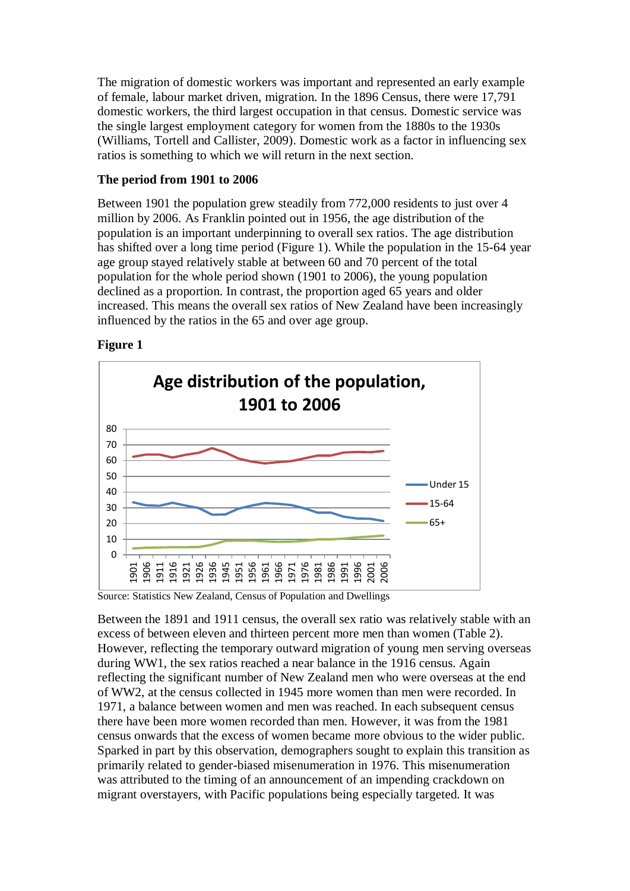The migration of domestic workers was important and represented an early example of female, labour market driven, migration. In the 1896 Census, there were 17,791 domestic workers, the third largest occupation in that census. Domestic service was the single largest employment category for women from the 1880s to the 1930s (Williams, Tortell and Callister, 2009). Domestic work as a factor in influencing sex ratios is something to which we will return in the next section.

**The period from 1901 to 2006**

Between 1901 the population grew steadily from 772,000 residents to just over 4 million by 2006. As Franklin pointed out in 1956, the age distribution of the population is an important underpinning to overall sex ratios. The age distribution has shifted over a long time period (Figure 1). While the population in the 15-64 year age group stayed relatively stable at between 60 and 70 percent of the total population for the whole period shown (1901 to 2006), the young population declined as a proportion. In contrast, the proportion aged 65 years and older increased. This means the overall sex ratios of New Zealand have been increasingly influenced by the ratios in the 65 and over age group.

**Figure 1**

Source: Statistics New Zealand, Census of Population and Dwellings

Between the 1891 and 1911 census, the overall sex ratio was relatively stable with an excess of between eleven and thirteen percent more men than women (Table 2). However, reflecting the temporary outward migration of young men serving overseas during WW1, the sex ratios reached a near balance in the 1916 census. Again reflecting the significant number of New Zealand men who were overseas at the end of WW2, at the census collected in 1945 more women than men were recorded. In 1971, a balance between women and men was reached. In each subsequent census there have been more women recorded than men. However, it was from the 1981 census onwards that the excess of women became more obvious to the wider public. Sparked in part by this observation, demographers sought to explain this transition as primarily related to gender-biased misenumeration in 1976. This misenumeration was attributed to the timing of an announcement of an impending crackdown on migrant overstayers, with Pacific populations being especially targeted. It was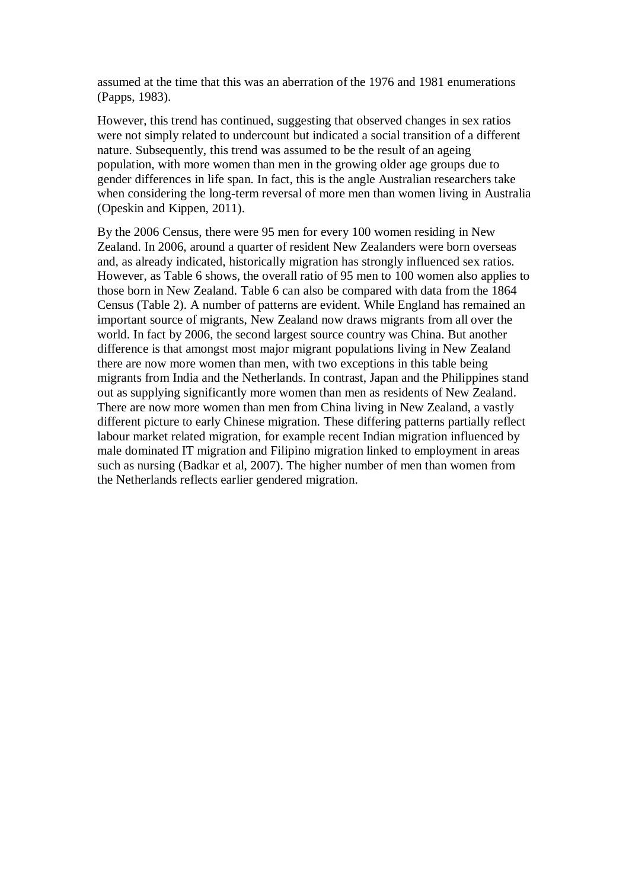assumed at the time that this was an aberration of the 1976 and 1981 enumerations (Papps, 1983).

However, this trend has continued, suggesting that observed changes in sex ratios were not simply related to undercount but indicated a social transition of a different nature. Subsequently, this trend was assumed to be the result of an ageing population, with more women than men in the growing older age groups due to gender differences in life span. In fact, this is the angle Australian researchers take when considering the long-term reversal of more men than women living in Australia (Opeskin and Kippen, 2011).

By the 2006 Census, there were 95 men for every 100 women residing in New Zealand. In 2006, around a quarter of resident New Zealanders were born overseas and, as already indicated, historically migration has strongly influenced sex ratios. However, as Table 6 shows, the overall ratio of 95 men to 100 women also applies to those born in New Zealand. Table 6 can also be compared with data from the 1864 Census (Table 2). A number of patterns are evident. While England has remained an important source of migrants, New Zealand now draws migrants from all over the world. In fact by 2006, the second largest source country was China. But another difference is that amongst most major migrant populations living in New Zealand there are now more women than men, with two exceptions in this table being migrants from India and the Netherlands. In contrast, Japan and the Philippines stand out as supplying significantly more women than men as residents of New Zealand. There are now more women than men from China living in New Zealand, a vastly different picture to early Chinese migration. These differing patterns partially reflect labour market related migration, for example recent Indian migration influenced by male dominated IT migration and Filipino migration linked to employment in areas such as nursing (Badkar et al, 2007). The higher number of men than women from the Netherlands reflects earlier gendered migration.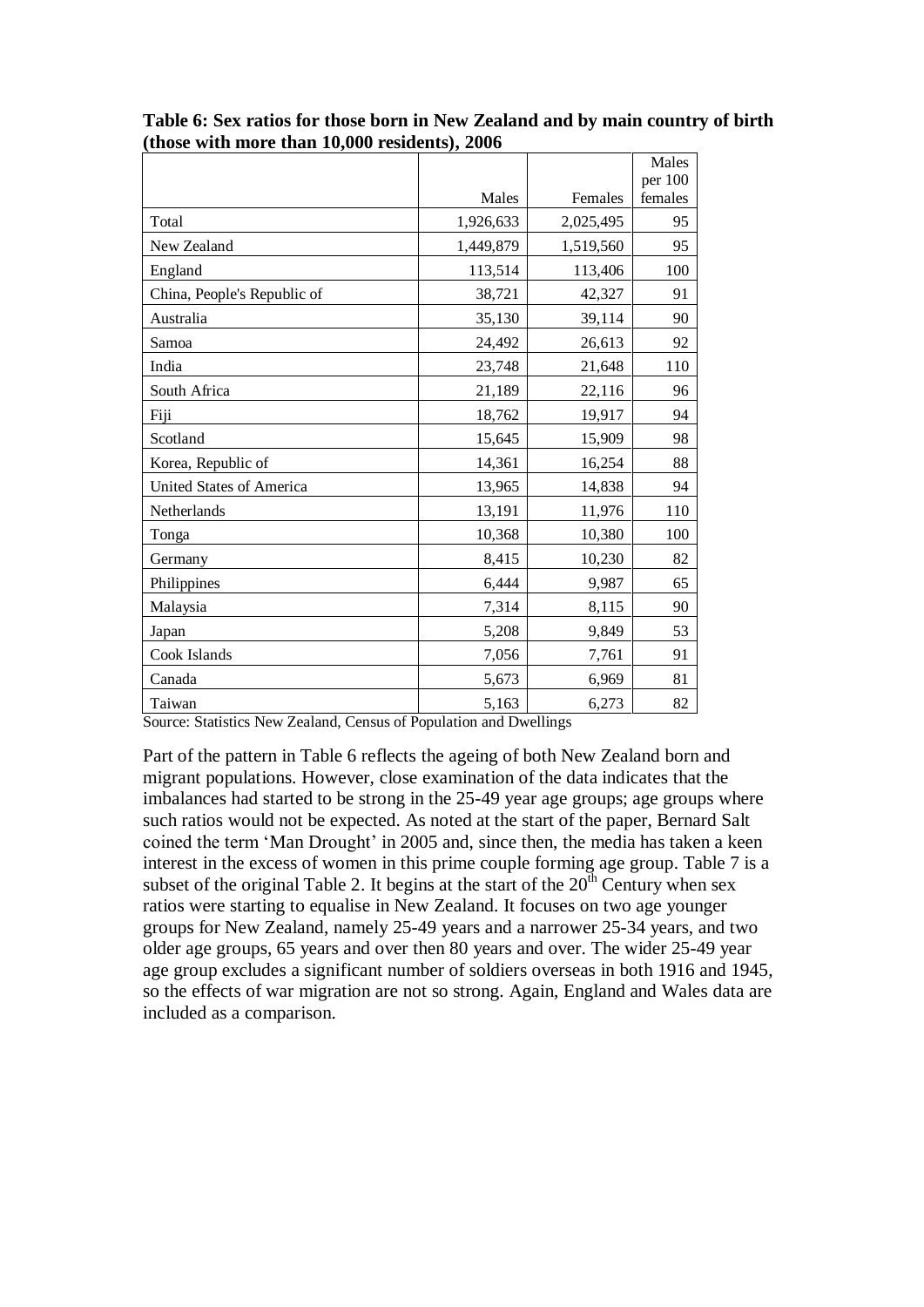**Table 6: Sex ratios for those born in New Zealand and by main country of birth (those with more than 10,000 residents), 2006**

| | Males | Females | Males per 100 females |
|---|---|---|---|
| Total | 1,926,633 | 2,025,495 | 95 |
| New Zealand | 1,449,879 | 1,519,560 | 95 |
| England | 113,514 | 113,406 | 100 |
| China, People's Republic of | 38,721 | 42,327 | 91 |
| Australia | 35,130 | 39,114 | 90 |
| Samoa | 24,492 | 26,613 | 92 |
| India | 23,748 | 21,648 | 110 |
| South Africa | 21,189 | 22,116 | 96 |
| Fiji | 18,762 | 19,917 | 94 |
| Scotland | 15,645 | 15,909 | 98 |
| Korea, Republic of | 14,361 | 16,254 | 88 |
| United States of America | 13,965 | 14,838 | 94 |
| Netherlands | 13,191 | 11,976 | 110 |
| Tonga | 10,368 | 10,380 | 100 |
| Germany | 8,415 | 10,230 | 82 |
| Philippines | 6,444 | 9,987 | 65 |
| Malaysia | 7,314 | 8,115 | 90 |
| Japan | 5,208 | 9,849 | 53 |
| Cook Islands | 7,056 | 7,761 | 91 |
| Canada | 5,673 | 6,969 | 81 |
| Taiwan | 5,163 | 6,273 | 82 |

Source: Statistics New Zealand, Census of Population and Dwellings

Part of the pattern in Table 6 reflects the ageing of both New Zealand born and migrant populations. However, close examination of the data indicates that the imbalances had started to be strong in the 25-49 year age groups; age groups where such ratios would not be expected. As noted at the start of the paper, Bernard Salt coined the term 'Man Drought' in 2005 and, since then, the media has taken a keen interest in the excess of women in this prime couple forming age group. Table 7 is a subset of the original Table 2. It begins at the start of the 20th Century when sex ratios were starting to equalise in New Zealand. It focuses on two age younger groups for New Zealand, namely 25-49 years and a narrower 25-34 years, and two older age groups, 65 years and over then 80 years and over. The wider 25-49 year age group excludes a significant number of soldiers overseas in both 1916 and 1945, so the effects of war migration are not so strong. Again, England and Wales data are included as a comparison.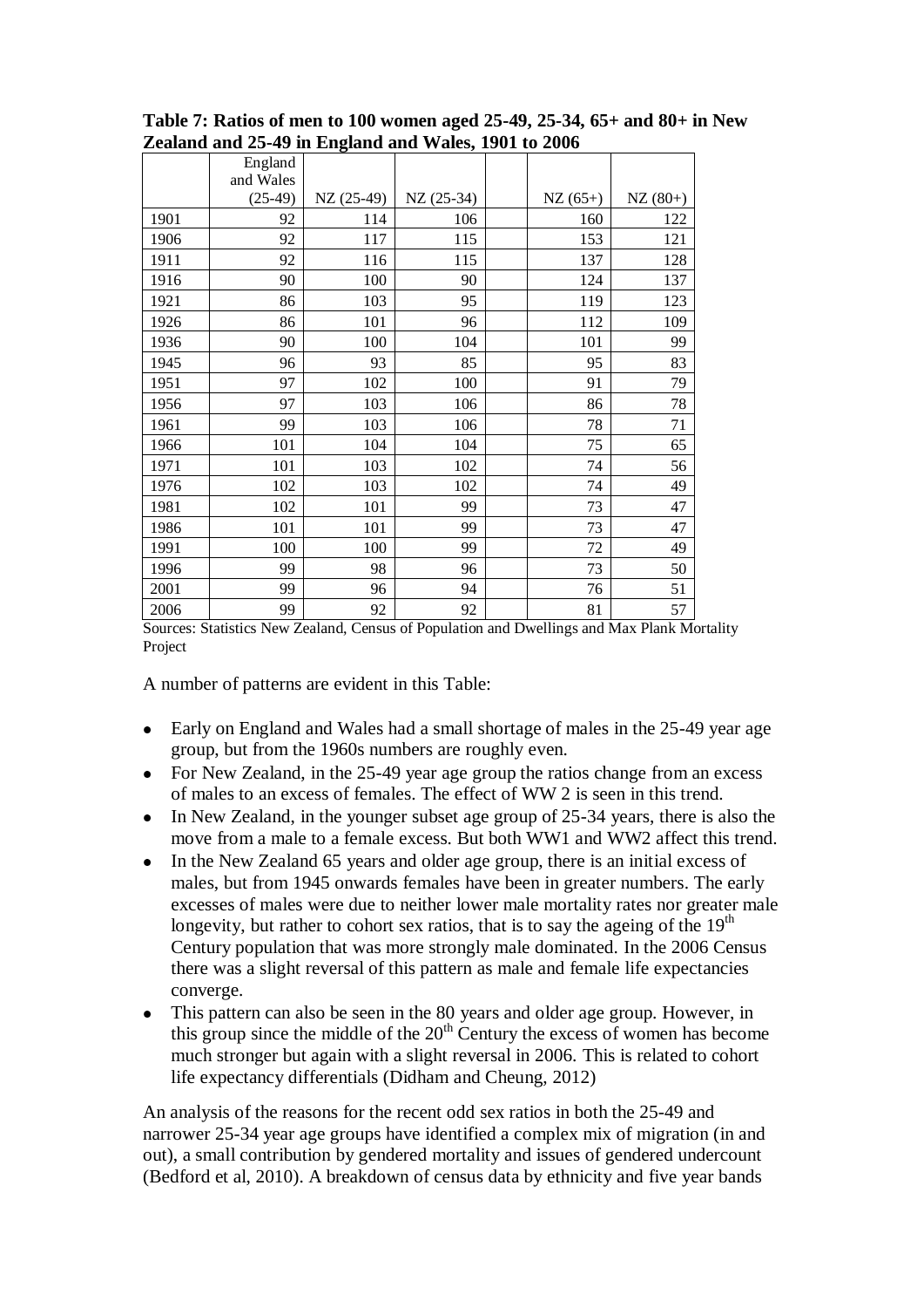**Table 7: Ratios of men to 100 women aged 25-49, 25-34, 65+ and 80+ in New Zealand and 25-49 in England and Wales, 1901 to 2006**

| | England and Wales (25-49) | NZ (25-49) | NZ (25-34) | | NZ (65+) | NZ (80+) |
|---|---|---|---|---|---|---|
| 1901 | 92 | 114 | 106 | | 160 | 122 |
| 1906 | 92 | 117 | 115 | | 153 | 121 |
| 1911 | 92 | 116 | 115 | | 137 | 128 |
| 1916 | 90 | 100 | 90 | | 124 | 137 |
| 1921 | 86 | 103 | 95 | | 119 | 123 |
| 1926 | 86 | 101 | 96 | | 112 | 109 |
| 1936 | 90 | 100 | 104 | | 101 | 99 |
| 1945 | 96 | 93 | 85 | | 95 | 83 |
| 1951 | 97 | 102 | 100 | | 91 | 79 |
| 1956 | 97 | 103 | 106 | | 86 | 78 |
| 1961 | 99 | 103 | 106 | | 78 | 71 |
| 1966 | 101 | 104 | 104 | | 75 | 65 |
| 1971 | 101 | 103 | 102 | | 74 | 56 |
| 1976 | 102 | 103 | 102 | | 74 | 49 |
| 1981 | 102 | 101 | 99 | | 73 | 47 |
| 1986 | 101 | 101 | 99 | | 73 | 47 |
| 1991 | 100 | 100 | 99 | | 72 | 49 |
| 1996 | 99 | 98 | 96 | | 73 | 50 |
| 2001 | 99 | 96 | 94 | | 76 | 51 |
| 2006 | 99 | 92 | 92 | | 81 | 57 |

Sources: Statistics New Zealand, Census of Population and Dwellings and Max Plank Mortality Project

A number of patterns are evident in this Table:

- Early on England and Wales had a small shortage of males in the 25-49 year age group, but from the 1960s numbers are roughly even.
- For New Zealand, in the 25-49 year age group the ratios change from an excess of males to an excess of females. The effect of WW 2 is seen in this trend.
- In New Zealand, in the younger subset age group of 25-34 years, there is also the move from a male to a female excess. But both WW1 and WW2 affect this trend.
- In the New Zealand 65 years and older age group, there is an initial excess of males, but from 1945 onwards females have been in greater numbers. The early excesses of males were due to neither lower male mortality rates nor greater male longevity, but rather to cohort sex ratios, that is to say the ageing of the 19th Century population that was more strongly male dominated. In the 2006 Census there was a slight reversal of this pattern as male and female life expectancies converge.
- This pattern can also be seen in the 80 years and older age group. However, in this group since the middle of the 20th Century the excess of women has become much stronger but again with a slight reversal in 2006. This is related to cohort life expectancy differentials (Didham and Cheung, 2012)

An analysis of the reasons for the recent odd sex ratios in both the 25-49 and narrower 25-34 year age groups have identified a complex mix of migration (in and out), a small contribution by gendered mortality and issues of gendered undercount (Bedford et al, 2010). A breakdown of census data by ethnicity and five year bands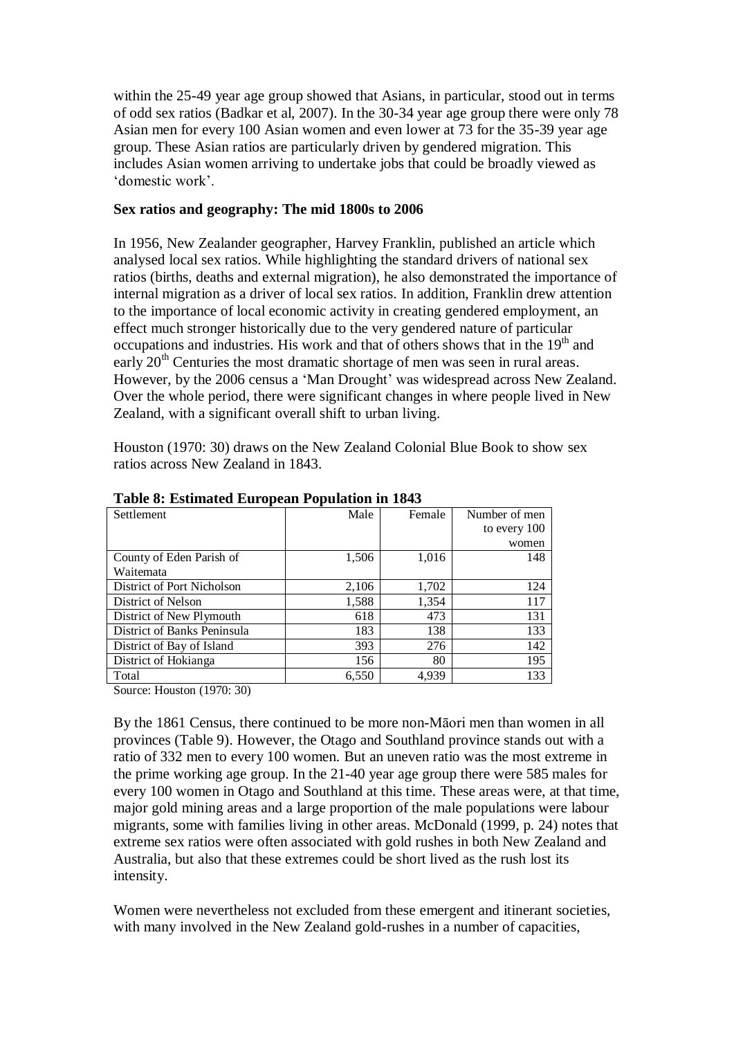within the 25-49 year age group showed that Asians, in particular, stood out in terms of odd sex ratios (Badkar et al, 2007). In the 30-34 year age group there were only 78 Asian men for every 100 Asian women and even lower at 73 for the 35-39 year age group. These Asian ratios are particularly driven by gendered migration. This includes Asian women arriving to undertake jobs that could be broadly viewed as 'domestic work'.

**Sex ratios and geography: The mid 1800s to 2006**

In 1956, New Zealander geographer, Harvey Franklin, published an article which analysed local sex ratios. While highlighting the standard drivers of national sex ratios (births, deaths and external migration), he also demonstrated the importance of internal migration as a driver of local sex ratios. In addition, Franklin drew attention to the importance of local economic activity in creating gendered employment, an effect much stronger historically due to the very gendered nature of particular occupations and industries. His work and that of others shows that in the 19th and early 20th Centuries the most dramatic shortage of men was seen in rural areas. However, by the 2006 census a 'Man Drought' was widespread across New Zealand. Over the whole period, there were significant changes in where people lived in New Zealand, with a significant overall shift to urban living.

Houston (1970: 30) draws on the New Zealand Colonial Blue Book to show sex ratios across New Zealand in 1843.

**Table 8: Estimated European Population in 1843**

| Settlement | Male | Female | Number of men to every 100 women |
|---|---|---|---|
| County of Eden Parish of Waitemata | 1,506 | 1,016 | 148 |
| District of Port Nicholson | 2,106 | 1,702 | 124 |
| District of Nelson | 1,588 | 1,354 | 117 |
| District of New Plymouth | 618 | 473 | 131 |
| District of Banks Peninsula | 183 | 138 | 133 |
| District of Bay of Island | 393 | 276 | 142 |
| District of Hokianga | 156 | 80 | 195 |
| Total | 6,550 | 4,939 | 133 |

Source: Houston (1970: 30)

By the 1861 Census, there continued to be more non-Māori men than women in all provinces (Table 9). However, the Otago and Southland province stands out with a ratio of 332 men to every 100 women. But an uneven ratio was the most extreme in the prime working age group. In the 21-40 year age group there were 585 males for every 100 women in Otago and Southland at this time. These areas were, at that time, major gold mining areas and a large proportion of the male populations were labour migrants, some with families living in other areas. McDonald (1999, p. 24) notes that extreme sex ratios were often associated with gold rushes in both New Zealand and Australia, but also that these extremes could be short lived as the rush lost its intensity.

Women were nevertheless not excluded from these emergent and itinerant societies, with many involved in the New Zealand gold-rushes in a number of capacities,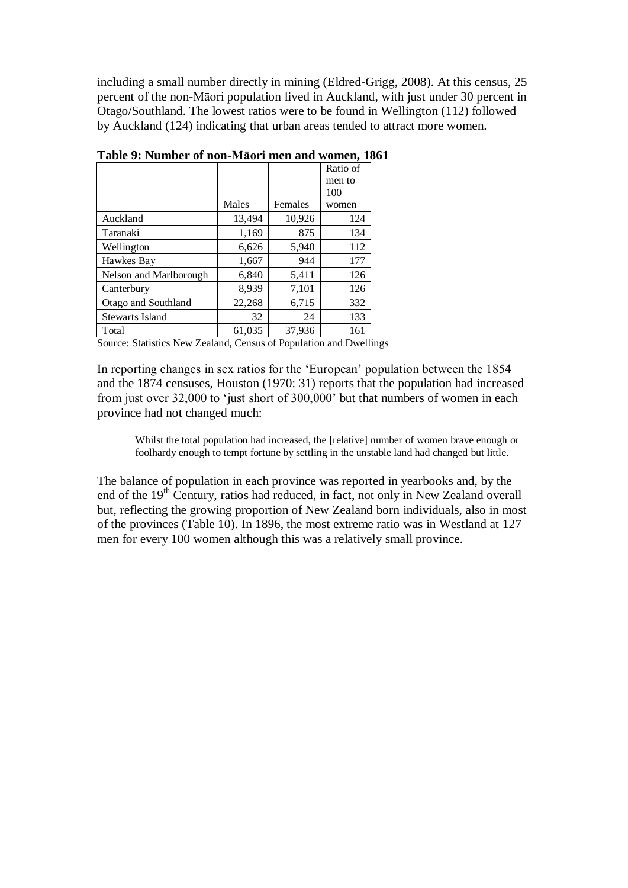including a small number directly in mining (Eldred-Grigg, 2008). At this census, 25 percent of the non-Māori population lived in Auckland, with just under 30 percent in Otago/Southland. The lowest ratios were to be found in Wellington (112) followed by Auckland (124) indicating that urban areas tended to attract more women.

**Table 9: Number of non-Māori men and women, 1861**

| | Males | Females | Ratio of men to 100 women |
|---|---|---|---|
| Auckland | 13,494 | 10,926 | 124 |
| Taranaki | 1,169 | 875 | 134 |
| Wellington | 6,626 | 5,940 | 112 |
| Hawkes Bay | 1,667 | 944 | 177 |
| Nelson and Marlborough | 6,840 | 5,411 | 126 |
| Canterbury | 8,939 | 7,101 | 126 |
| Otago and Southland | 22,268 | 6,715 | 332 |
| Stewarts Island | 32 | 24 | 133 |
| Total | 61,035 | 37,936 | 161 |

Source: Statistics New Zealand, Census of Population and Dwellings

In reporting changes in sex ratios for the 'European' population between the 1854 and the 1874 censuses, Houston (1970: 31) reports that the population had increased from just over 32,000 to 'just short of 300,000' but that numbers of women in each province had not changed much:

> Whilst the total population had increased, the [relative] number of women brave enough or foolhardy enough to tempt fortune by settling in the unstable land had changed but little.

The balance of population in each province was reported in yearbooks and, by the end of the 19th Century, ratios had reduced, in fact, not only in New Zealand overall but, reflecting the growing proportion of New Zealand born individuals, also in most of the provinces (Table 10). In 1896, the most extreme ratio was in Westland at 127 men for every 100 women although this was a relatively small province.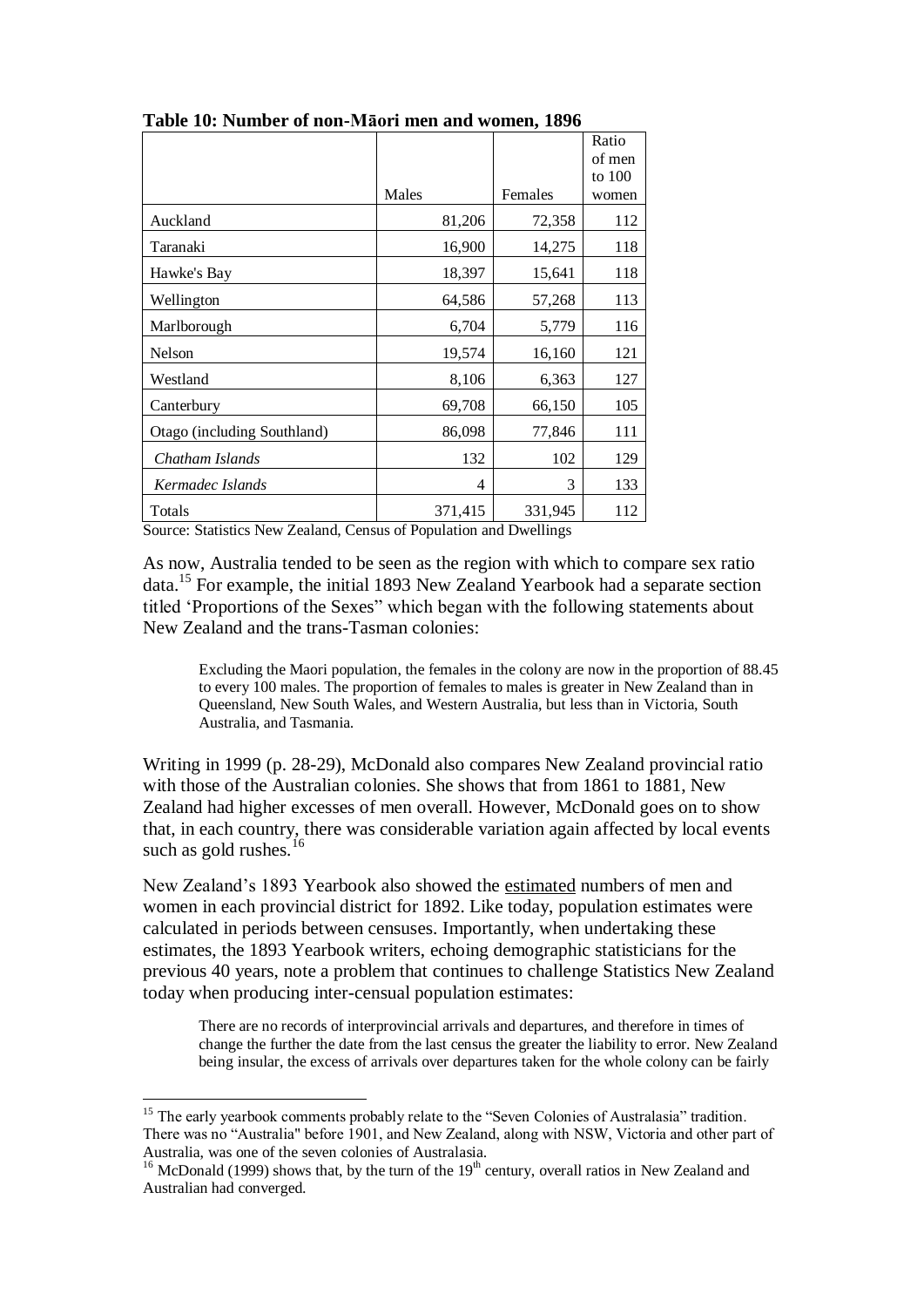**Table 10: Number of non-Māori men and women, 1896**

| | Males | Females | Ratio of men to 100 women |
|---|---|---|---|
| Auckland | 81,206 | 72,358 | 112 |
| Taranaki | 16,900 | 14,275 | 118 |
| Hawke's Bay | 18,397 | 15,641 | 118 |
| Wellington | 64,586 | 57,268 | 113 |
| Marlborough | 6,704 | 5,779 | 116 |
| Nelson | 19,574 | 16,160 | 121 |
| Westland | 8,106 | 6,363 | 127 |
| Canterbury | 69,708 | 66,150 | 105 |
| Otago (including Southland) | 86,098 | 77,846 | 111 |
| *Chatham Islands* | 132 | 102 | 129 |
| *Kermadec Islands* | 4 | 3 | 133 |
| Totals | 371,415 | 331,945 | 112 |

Source: Statistics New Zealand, Census of Population and Dwellings

As now, Australia tended to be seen as the region with which to compare sex ratio data.[15] For example, the initial 1893 New Zealand Yearbook had a separate section titled 'Proportions of the Sexes" which began with the following statements about New Zealand and the trans-Tasman colonies:

> Excluding the Maori population, the females in the colony are now in the proportion of 88.45 to every 100 males. The proportion of females to males is greater in New Zealand than in Queensland, New South Wales, and Western Australia, but less than in Victoria, South Australia, and Tasmania.

Writing in 1999 (p. 28-29), McDonald also compares New Zealand provincial ratio with those of the Australian colonies. She shows that from 1861 to 1881, New Zealand had higher excesses of men overall. However, McDonald goes on to show that, in each country, there was considerable variation again affected by local events such as gold rushes.[16]

New Zealand's 1893 Yearbook also showed the estimated numbers of men and women in each provincial district for 1892. Like today, population estimates were calculated in periods between censuses. Importantly, when undertaking these estimates, the 1893 Yearbook writers, echoing demographic statisticians for the previous 40 years, note a problem that continues to challenge Statistics New Zealand today when producing inter-censual population estimates:

> There are no records of interprovincial arrivals and departures, and therefore in times of change the further the date from the last census the greater the liability to error. New Zealand being insular, the excess of arrivals over departures taken for the whole colony can be fairly

---

[15] The early yearbook comments probably relate to the "Seven Colonies of Australasia" tradition. There was no "Australia" before 1901, and New Zealand, along with NSW, Victoria and other part of Australia, was one of the seven colonies of Australasia.

[16] McDonald (1999) shows that, by the turn of the 19th century, overall ratios in New Zealand and Australian had converged.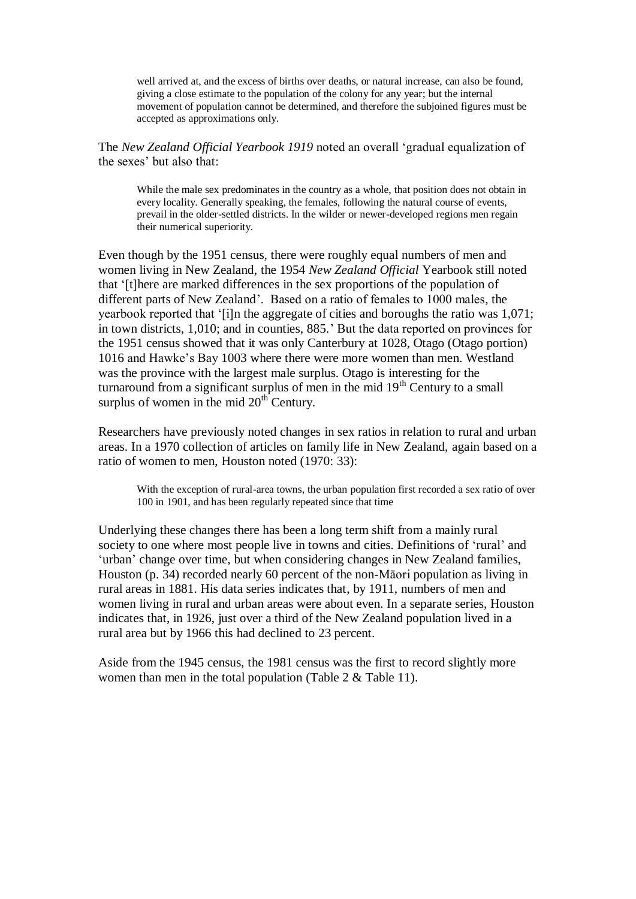> well arrived at, and the excess of births over deaths, or natural increase, can also be found, giving a close estimate to the population of the colony for any year; but the internal movement of population cannot be determined, and therefore the subjoined figures must be accepted as approximations only.

The *New Zealand Official Yearbook 1919* noted an overall 'gradual equalization of the sexes' but also that:

> While the male sex predominates in the country as a whole, that position does not obtain in every locality. Generally speaking, the females, following the natural course of events, prevail in the older-settled districts. In the wilder or newer-developed regions men regain their numerical superiority.

Even though by the 1951 census, there were roughly equal numbers of men and women living in New Zealand, the 1954 *New Zealand Official* Yearbook still noted that '[t]here are marked differences in the sex proportions of the population of different parts of New Zealand'. Based on a ratio of females to 1000 males, the yearbook reported that '[i]n the aggregate of cities and boroughs the ratio was 1,071; in town districts, 1,010; and in counties, 885.' But the data reported on provinces for the 1951 census showed that it was only Canterbury at 1028, Otago (Otago portion) 1016 and Hawke's Bay 1003 where there were more women than men. Westland was the province with the largest male surplus. Otago is interesting for the turnaround from a significant surplus of men in the mid 19th Century to a small surplus of women in the mid 20th Century.

Researchers have previously noted changes in sex ratios in relation to rural and urban areas. In a 1970 collection of articles on family life in New Zealand, again based on a ratio of women to men, Houston noted (1970: 33):

> With the exception of rural-area towns, the urban population first recorded a sex ratio of over 100 in 1901, and has been regularly repeated since that time

Underlying these changes there has been a long term shift from a mainly rural society to one where most people live in towns and cities. Definitions of 'rural' and 'urban' change over time, but when considering changes in New Zealand families, Houston (p. 34) recorded nearly 60 percent of the non-Māori population as living in rural areas in 1881. His data series indicates that, by 1911, numbers of men and women living in rural and urban areas were about even. In a separate series, Houston indicates that, in 1926, just over a third of the New Zealand population lived in a rural area but by 1966 this had declined to 23 percent.

Aside from the 1945 census, the 1981 census was the first to record slightly more women than men in the total population (Table 2 & Table 11).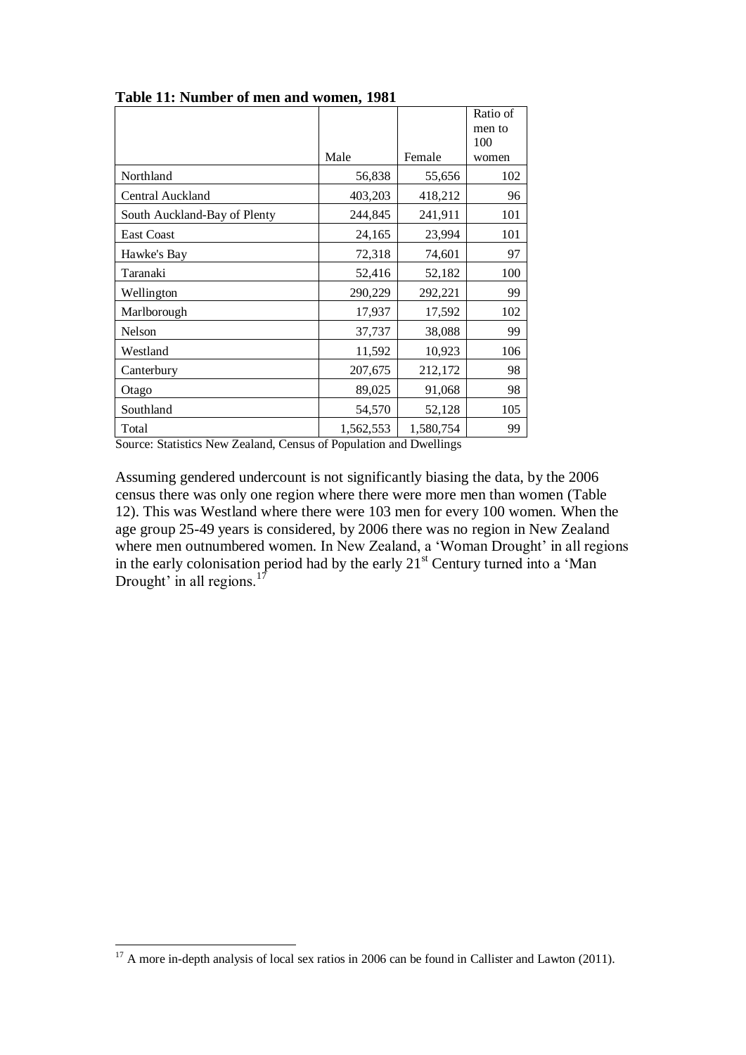**Table 11: Number of men and women, 1981**

| | Male | Female | Ratio of men to 100 women |
|---|---|---|---|
| Northland | 56,838 | 55,656 | 102 |
| Central Auckland | 403,203 | 418,212 | 96 |
| South Auckland-Bay of Plenty | 244,845 | 241,911 | 101 |
| East Coast | 24,165 | 23,994 | 101 |
| Hawke's Bay | 72,318 | 74,601 | 97 |
| Taranaki | 52,416 | 52,182 | 100 |
| Wellington | 290,229 | 292,221 | 99 |
| Marlborough | 17,937 | 17,592 | 102 |
| Nelson | 37,737 | 38,088 | 99 |
| Westland | 11,592 | 10,923 | 106 |
| Canterbury | 207,675 | 212,172 | 98 |
| Otago | 89,025 | 91,068 | 98 |
| Southland | 54,570 | 52,128 | 105 |
| Total | 1,562,553 | 1,580,754 | 99 |

Source: Statistics New Zealand, Census of Population and Dwellings

Assuming gendered undercount is not significantly biasing the data, by the 2006 census there was only one region where there were more men than women (Table 12). This was Westland where there were 103 men for every 100 women. When the age group 25-49 years is considered, by 2006 there was no region in New Zealand where men outnumbered women. In New Zealand, a 'Woman Drought' in all regions in the early colonisation period had by the early 21st Century turned into a 'Man Drought' in all regions.[17]

[17] A more in-depth analysis of local sex ratios in 2006 can be found in Callister and Lawton (2011).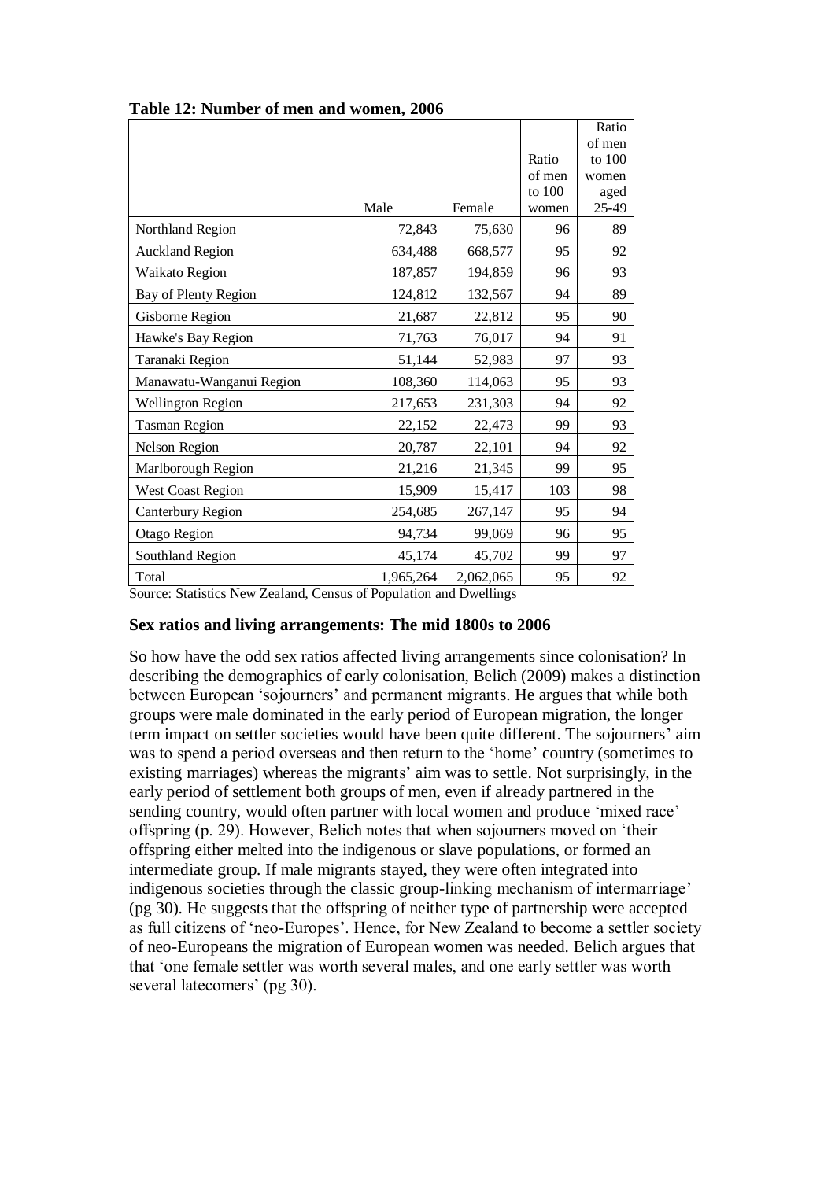**Table 12: Number of men and women, 2006**

| | Male | Female | Ratio of men to 100 women | Ratio of men to 100 women aged 25-49 |
|---|---|---|---|---|
| Northland Region | 72,843 | 75,630 | 96 | 89 |
| Auckland Region | 634,488 | 668,577 | 95 | 92 |
| Waikato Region | 187,857 | 194,859 | 96 | 93 |
| Bay of Plenty Region | 124,812 | 132,567 | 94 | 89 |
| Gisborne Region | 21,687 | 22,812 | 95 | 90 |
| Hawke's Bay Region | 71,763 | 76,017 | 94 | 91 |
| Taranaki Region | 51,144 | 52,983 | 97 | 93 |
| Manawatu-Wanganui Region | 108,360 | 114,063 | 95 | 93 |
| Wellington Region | 217,653 | 231,303 | 94 | 92 |
| Tasman Region | 22,152 | 22,473 | 99 | 93 |
| Nelson Region | 20,787 | 22,101 | 94 | 92 |
| Marlborough Region | 21,216 | 21,345 | 99 | 95 |
| West Coast Region | 15,909 | 15,417 | 103 | 98 |
| Canterbury Region | 254,685 | 267,147 | 95 | 94 |
| Otago Region | 94,734 | 99,069 | 96 | 95 |
| Southland Region | 45,174 | 45,702 | 99 | 97 |
| Total | 1,965,264 | 2,062,065 | 95 | 92 |

Source: Statistics New Zealand, Census of Population and Dwellings

### Sex ratios and living arrangements: The mid 1800s to 2006

So how have the odd sex ratios affected living arrangements since colonisation? In describing the demographics of early colonisation, Belich (2009) makes a distinction between European 'sojourners' and permanent migrants. He argues that while both groups were male dominated in the early period of European migration, the longer term impact on settler societies would have been quite different. The sojourners' aim was to spend a period overseas and then return to the 'home' country (sometimes to existing marriages) whereas the migrants' aim was to settle. Not surprisingly, in the early period of settlement both groups of men, even if already partnered in the sending country, would often partner with local women and produce 'mixed race' offspring (p. 29). However, Belich notes that when sojourners moved on 'their offspring either melted into the indigenous or slave populations, or formed an intermediate group. If male migrants stayed, they were often integrated into indigenous societies through the classic group-linking mechanism of intermarriage' (pg 30). He suggests that the offspring of neither type of partnership were accepted as full citizens of 'neo-Europes'. Hence, for New Zealand to become a settler society of neo-Europeans the migration of European women was needed. Belich argues that that 'one female settler was worth several males, and one early settler was worth several latecomers' (pg 30).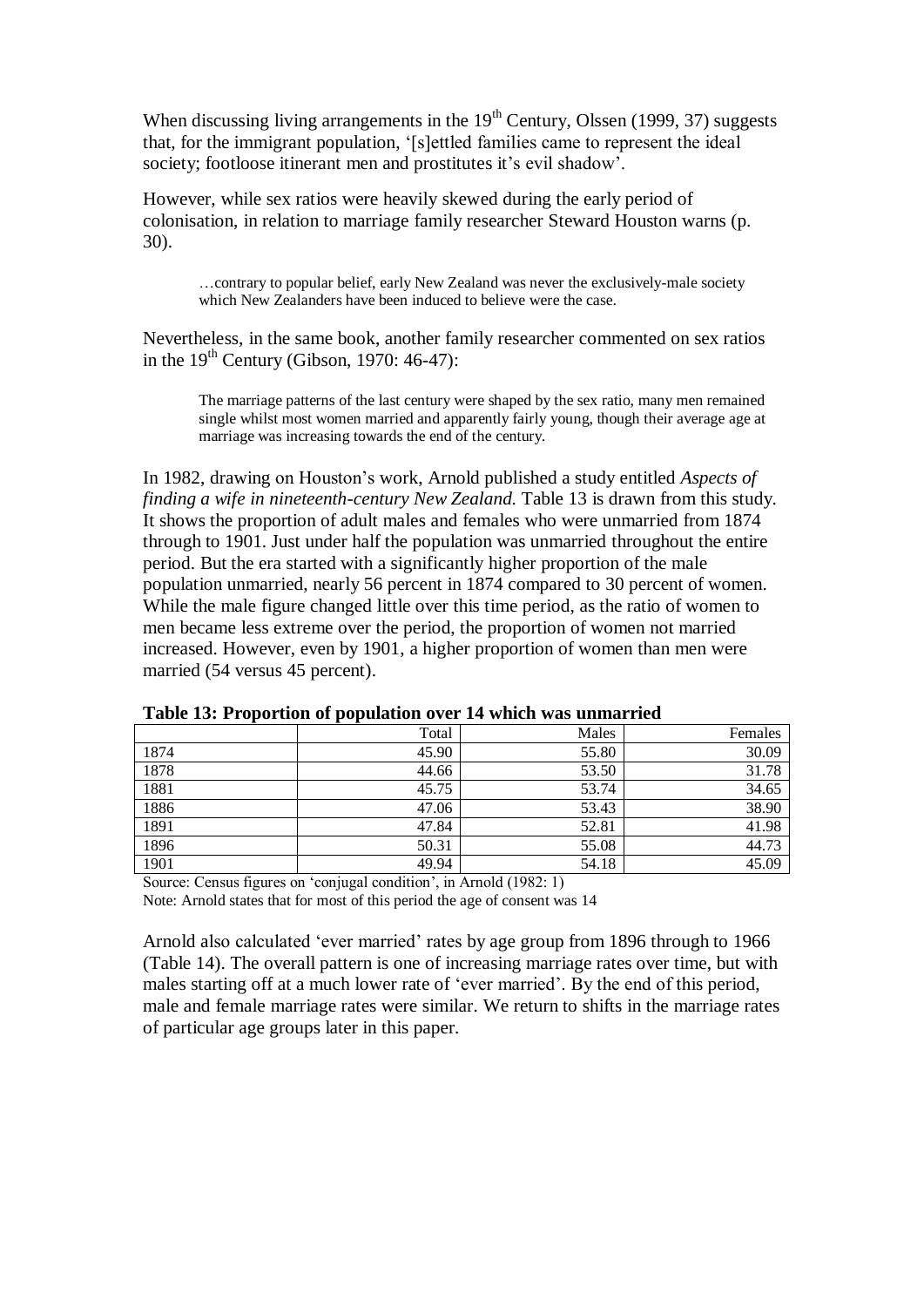When discussing living arrangements in the 19th Century, Olssen (1999, 37) suggests that, for the immigrant population, '[s]ettled families came to represent the ideal society; footloose itinerant men and prostitutes it's evil shadow'.

However, while sex ratios were heavily skewed during the early period of colonisation, in relation to marriage family researcher Steward Houston warns (p. 30).

> …contrary to popular belief, early New Zealand was never the exclusively-male society which New Zealanders have been induced to believe were the case.

Nevertheless, in the same book, another family researcher commented on sex ratios in the 19th Century (Gibson, 1970: 46-47):

> The marriage patterns of the last century were shaped by the sex ratio, many men remained single whilst most women married and apparently fairly young, though their average age at marriage was increasing towards the end of the century.

In 1982, drawing on Houston's work, Arnold published a study entitled *Aspects of finding a wife in nineteenth-century New Zealand.* Table 13 is drawn from this study. It shows the proportion of adult males and females who were unmarried from 1874 through to 1901. Just under half the population was unmarried throughout the entire period. But the era started with a significantly higher proportion of the male population unmarried, nearly 56 percent in 1874 compared to 30 percent of women. While the male figure changed little over this time period, as the ratio of women to men became less extreme over the period, the proportion of women not married increased. However, even by 1901, a higher proportion of women than men were married (54 versus 45 percent).

**Table 13: Proportion of population over 14 which was unmarried**

| | Total | Males | Females |
|---|---|---|---|
| 1874 | 45.90 | 55.80 | 30.09 |
| 1878 | 44.66 | 53.50 | 31.78 |
| 1881 | 45.75 | 53.74 | 34.65 |
| 1886 | 47.06 | 53.43 | 38.90 |
| 1891 | 47.84 | 52.81 | 41.98 |
| 1896 | 50.31 | 55.08 | 44.73 |
| 1901 | 49.94 | 54.18 | 45.09 |

Source: Census figures on 'conjugal condition', in Arnold (1982: 1)

Note: Arnold states that for most of this period the age of consent was 14

Arnold also calculated 'ever married' rates by age group from 1896 through to 1966 (Table 14). The overall pattern is one of increasing marriage rates over time, but with males starting off at a much lower rate of 'ever married'. By the end of this period, male and female marriage rates were similar. We return to shifts in the marriage rates of particular age groups later in this paper.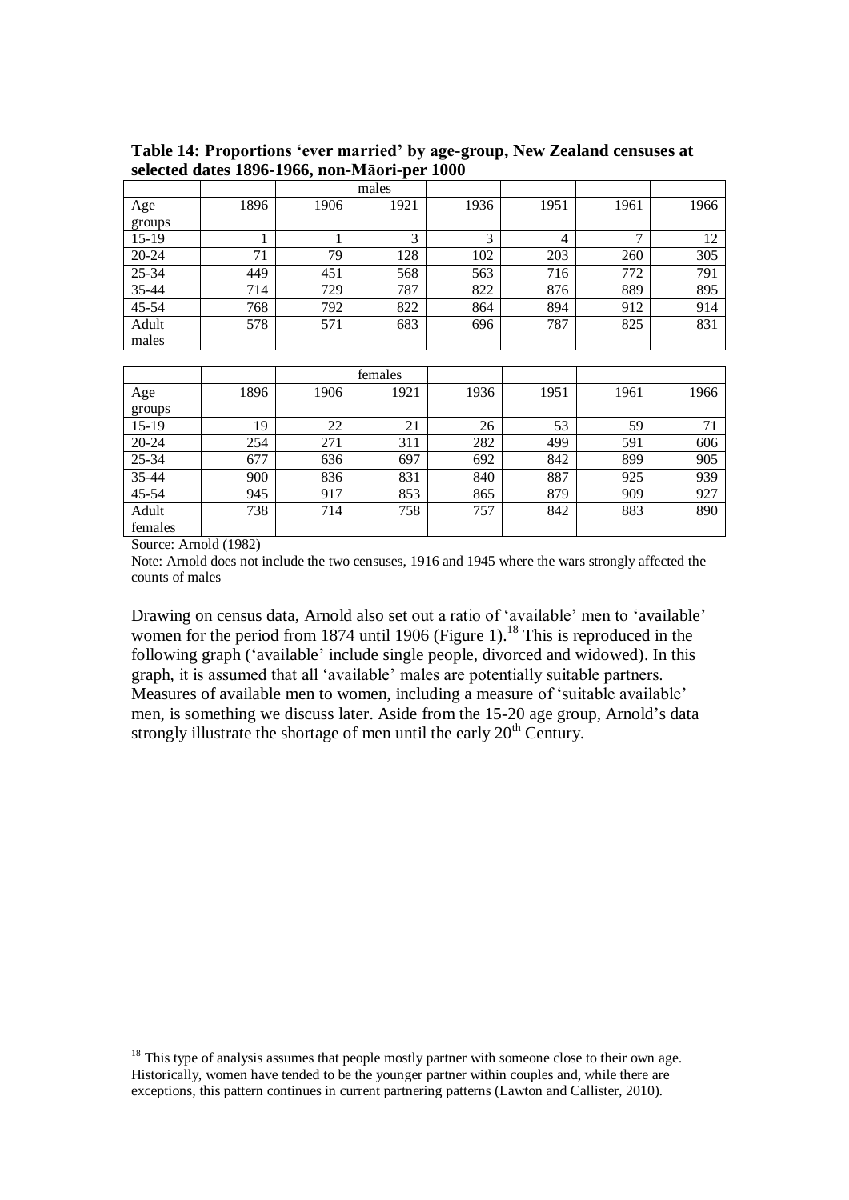**Table 14: Proportions 'ever married' by age-group, New Zealand censuses at selected dates 1896-1966, non-Māori-per 1000**

| | | | males | | | | |
|---|---|---|---|---|---|---|---|
| Age groups | 1896 | 1906 | 1921 | 1936 | 1951 | 1961 | 1966 |
| 15-19 | 1 | 1 | 3 | 3 | 4 | 7 | 12 |
| 20-24 | 71 | 79 | 128 | 102 | 203 | 260 | 305 |
| 25-34 | 449 | 451 | 568 | 563 | 716 | 772 | 791 |
| 35-44 | 714 | 729 | 787 | 822 | 876 | 889 | 895 |
| 45-54 | 768 | 792 | 822 | 864 | 894 | 912 | 914 |
| Adult males | 578 | 571 | 683 | 696 | 787 | 825 | 831 |

| | | | females | | | | |
|---|---|---|---|---|---|---|---|
| Age groups | 1896 | 1906 | 1921 | 1936 | 1951 | 1961 | 1966 |
| 15-19 | 19 | 22 | 21 | 26 | 53 | 59 | 71 |
| 20-24 | 254 | 271 | 311 | 282 | 499 | 591 | 606 |
| 25-34 | 677 | 636 | 697 | 692 | 842 | 899 | 905 |
| 35-44 | 900 | 836 | 831 | 840 | 887 | 925 | 939 |
| 45-54 | 945 | 917 | 853 | 865 | 879 | 909 | 927 |
| Adult females | 738 | 714 | 758 | 757 | 842 | 883 | 890 |

Source: Arnold (1982)

Note: Arnold does not include the two censuses, 1916 and 1945 where the wars strongly affected the counts of males

Drawing on census data, Arnold also set out a ratio of 'available' men to 'available' women for the period from 1874 until 1906 (Figure 1).[18] This is reproduced in the following graph ('available' include single people, divorced and widowed). In this graph, it is assumed that all 'available' males are potentially suitable partners. Measures of available men to women, including a measure of 'suitable available' men, is something we discuss later. Aside from the 15-20 age group, Arnold's data strongly illustrate the shortage of men until the early 20th Century.

[18] This type of analysis assumes that people mostly partner with someone close to their own age. Historically, women have tended to be the younger partner within couples and, while there are exceptions, this pattern continues in current partnering patterns (Lawton and Callister, 2010).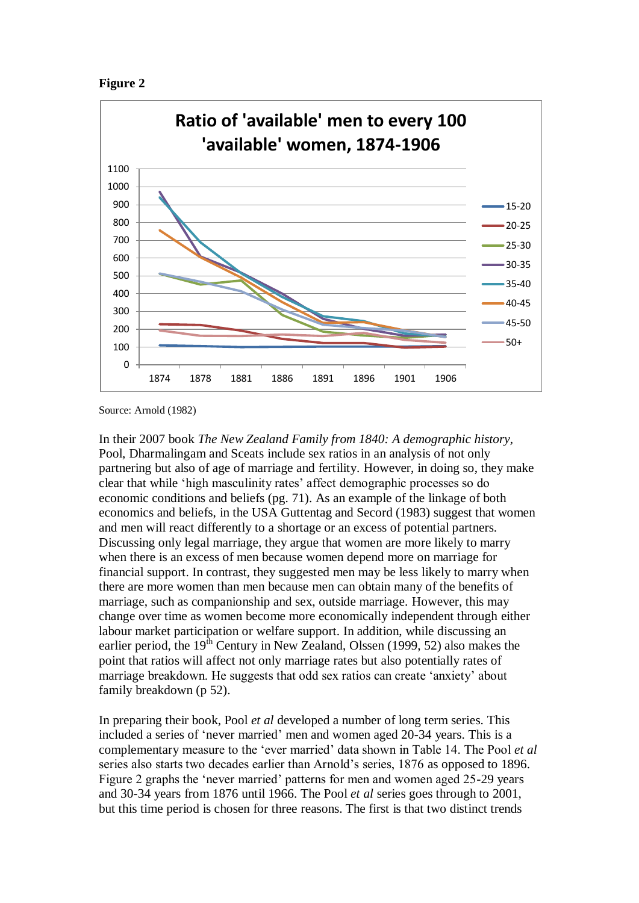**Figure 2**

**Ratio of 'available' men to every 100 'available' women, 1874-1906**

Source: Arnold (1982)

In their 2007 book *The New Zealand Family from 1840: A demographic history*, Pool, Dharmalingam and Sceats include sex ratios in an analysis of not only partnering but also of age of marriage and fertility. However, in doing so, they make clear that while 'high masculinity rates' affect demographic processes so do economic conditions and beliefs (pg. 71). As an example of the linkage of both economics and beliefs, in the USA Guttentag and Secord (1983) suggest that women and men will react differently to a shortage or an excess of potential partners. Discussing only legal marriage, they argue that women are more likely to marry when there is an excess of men because women depend more on marriage for financial support. In contrast, they suggested men may be less likely to marry when there are more women than men because men can obtain many of the benefits of marriage, such as companionship and sex, outside marriage. However, this may change over time as women become more economically independent through either labour market participation or welfare support. In addition, while discussing an earlier period, the 19th Century in New Zealand, Olssen (1999, 52) also makes the point that ratios will affect not only marriage rates but also potentially rates of marriage breakdown. He suggests that odd sex ratios can create 'anxiety' about family breakdown (p 52).

In preparing their book, Pool *et al* developed a number of long term series. This included a series of 'never married' men and women aged 20-34 years. This is a complementary measure to the 'ever married' data shown in Table 14. The Pool *et al* series also starts two decades earlier than Arnold's series, 1876 as opposed to 1896. Figure 2 graphs the 'never married' patterns for men and women aged 25-29 years and 30-34 years from 1876 until 1966. The Pool *et al* series goes through to 2001, but this time period is chosen for three reasons. The first is that two distinct trends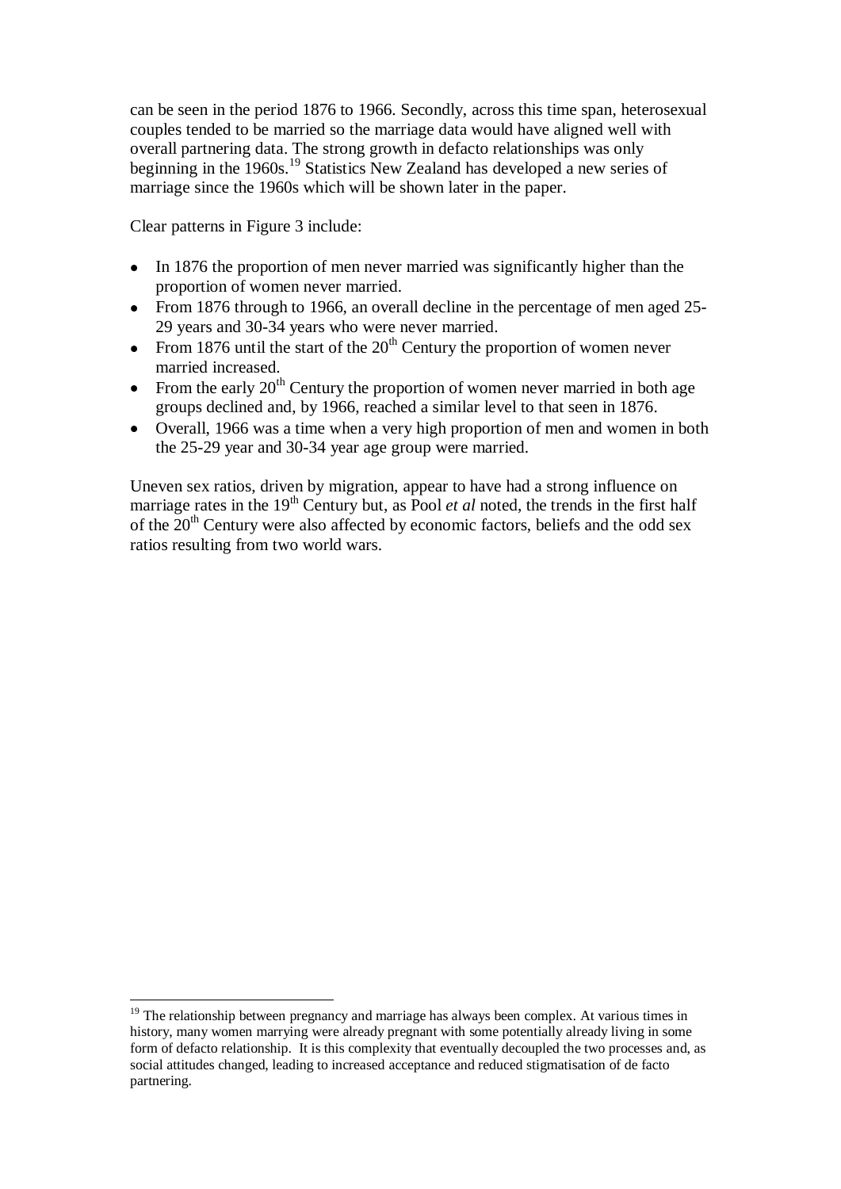can be seen in the period 1876 to 1966. Secondly, across this time span, heterosexual couples tended to be married so the marriage data would have aligned well with overall partnering data. The strong growth in defacto relationships was only beginning in the 1960s.[19] Statistics New Zealand has developed a new series of marriage since the 1960s which will be shown later in the paper.

Clear patterns in Figure 3 include:

- In 1876 the proportion of men never married was significantly higher than the proportion of women never married.
- From 1876 through to 1966, an overall decline in the percentage of men aged 25-29 years and 30-34 years who were never married.
- From 1876 until the start of the 20th Century the proportion of women never married increased.
- From the early 20th Century the proportion of women never married in both age groups declined and, by 1966, reached a similar level to that seen in 1876.
- Overall, 1966 was a time when a very high proportion of men and women in both the 25-29 year and 30-34 year age group were married.

Uneven sex ratios, driven by migration, appear to have had a strong influence on marriage rates in the 19th Century but, as Pool *et al* noted, the trends in the first half of the 20th Century were also affected by economic factors, beliefs and the odd sex ratios resulting from two world wars.

[19] The relationship between pregnancy and marriage has always been complex. At various times in history, many women marrying were already pregnant with some potentially already living in some form of defacto relationship. It is this complexity that eventually decoupled the two processes and, as social attitudes changed, leading to increased acceptance and reduced stigmatisation of de facto partnering.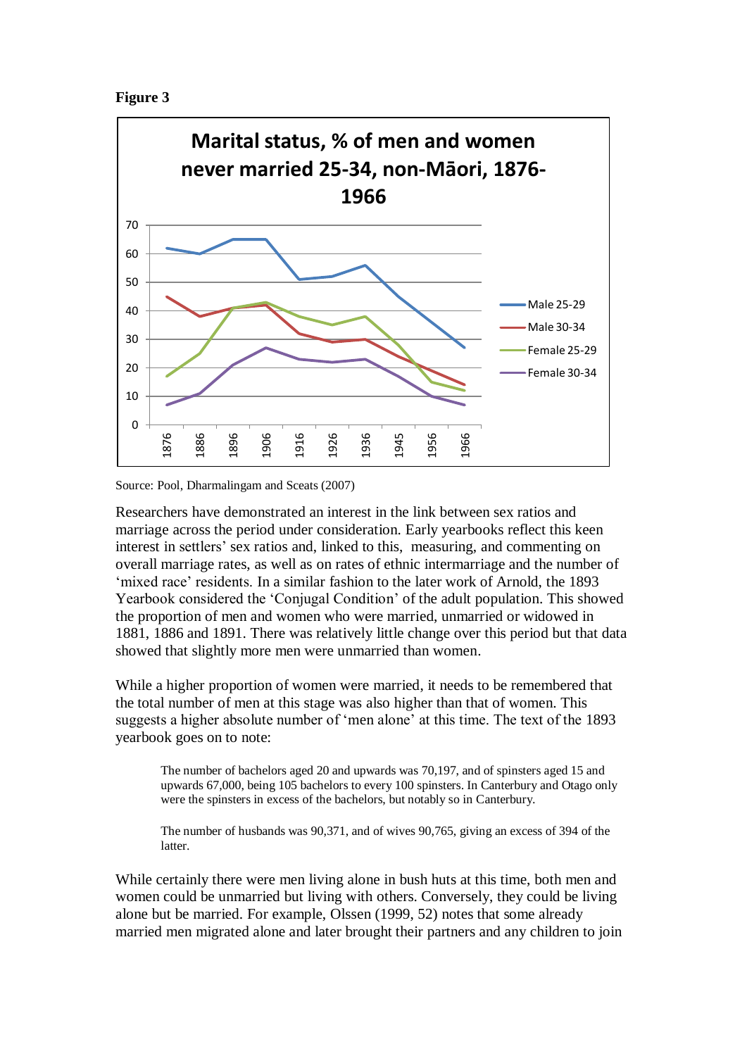**Figure 3**

Source: Pool, Dharmalingam and Sceats (2007)

Researchers have demonstrated an interest in the link between sex ratios and marriage across the period under consideration. Early yearbooks reflect this keen interest in settlers' sex ratios and, linked to this, measuring, and commenting on overall marriage rates, as well as on rates of ethnic intermarriage and the number of 'mixed race' residents. In a similar fashion to the later work of Arnold, the 1893 Yearbook considered the 'Conjugal Condition' of the adult population. This showed the proportion of men and women who were married, unmarried or widowed in 1881, 1886 and 1891. There was relatively little change over this period but that data showed that slightly more men were unmarried than women.

While a higher proportion of women were married, it needs to be remembered that the total number of men at this stage was also higher than that of women. This suggests a higher absolute number of 'men alone' at this time. The text of the 1893 yearbook goes on to note:

> The number of bachelors aged 20 and upwards was 70,197, and of spinsters aged 15 and upwards 67,000, being 105 bachelors to every 100 spinsters. In Canterbury and Otago only were the spinsters in excess of the bachelors, but notably so in Canterbury.
>
> The number of husbands was 90,371, and of wives 90,765, giving an excess of 394 of the latter.

While certainly there were men living alone in bush huts at this time, both men and women could be unmarried but living with others. Conversely, they could be living alone but be married. For example, Olssen (1999, 52) notes that some already married men migrated alone and later brought their partners and any children to join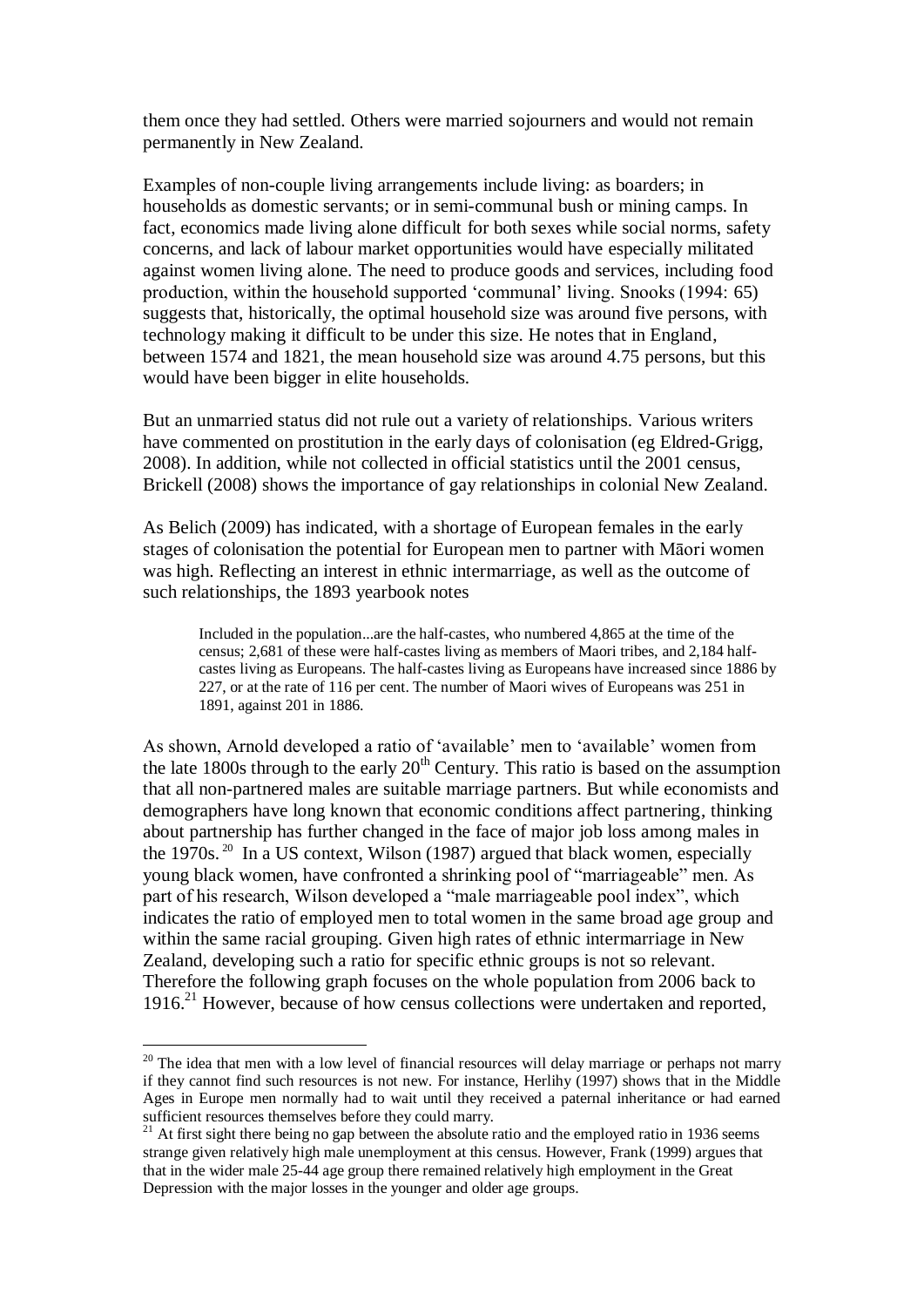them once they had settled. Others were married sojourners and would not remain permanently in New Zealand.

Examples of non-couple living arrangements include living: as boarders; in households as domestic servants; or in semi-communal bush or mining camps. In fact, economics made living alone difficult for both sexes while social norms, safety concerns, and lack of labour market opportunities would have especially militated against women living alone. The need to produce goods and services, including food production, within the household supported 'communal' living. Snooks (1994: 65) suggests that, historically, the optimal household size was around five persons, with technology making it difficult to be under this size. He notes that in England, between 1574 and 1821, the mean household size was around 4.75 persons, but this would have been bigger in elite households.

But an unmarried status did not rule out a variety of relationships. Various writers have commented on prostitution in the early days of colonisation (eg Eldred-Grigg, 2008). In addition, while not collected in official statistics until the 2001 census, Brickell (2008) shows the importance of gay relationships in colonial New Zealand.

As Belich (2009) has indicated, with a shortage of European females in the early stages of colonisation the potential for European men to partner with Māori women was high. Reflecting an interest in ethnic intermarriage, as well as the outcome of such relationships, the 1893 yearbook notes

> Included in the population...are the half-castes, who numbered 4,865 at the time of the census; 2,681 of these were half-castes living as members of Maori tribes, and 2,184 half-castes living as Europeans. The half-castes living as Europeans have increased since 1886 by 227, or at the rate of 116 per cent. The number of Maori wives of Europeans was 251 in 1891, against 201 in 1886.

As shown, Arnold developed a ratio of 'available' men to 'available' women from the late 1800s through to the early 20th Century. This ratio is based on the assumption that all non-partnered males are suitable marriage partners. But while economists and demographers have long known that economic conditions affect partnering, thinking about partnership has further changed in the face of major job loss among males in the 1970s.[20] In a US context, Wilson (1987) argued that black women, especially young black women, have confronted a shrinking pool of "marriageable" men. As part of his research, Wilson developed a "male marriageable pool index", which indicates the ratio of employed men to total women in the same broad age group and within the same racial grouping. Given high rates of ethnic intermarriage in New Zealand, developing such a ratio for specific ethnic groups is not so relevant. Therefore the following graph focuses on the whole population from 2006 back to 1916.[21] However, because of how census collections were undertaken and reported,

---

[20] The idea that men with a low level of financial resources will delay marriage or perhaps not marry if they cannot find such resources is not new. For instance, Herlihy (1997) shows that in the Middle Ages in Europe men normally had to wait until they received a paternal inheritance or had earned sufficient resources themselves before they could marry.

[21] At first sight there being no gap between the absolute ratio and the employed ratio in 1936 seems strange given relatively high male unemployment at this census. However, Frank (1999) argues that that in the wider male 25-44 age group there remained relatively high employment in the Great Depression with the major losses in the younger and older age groups.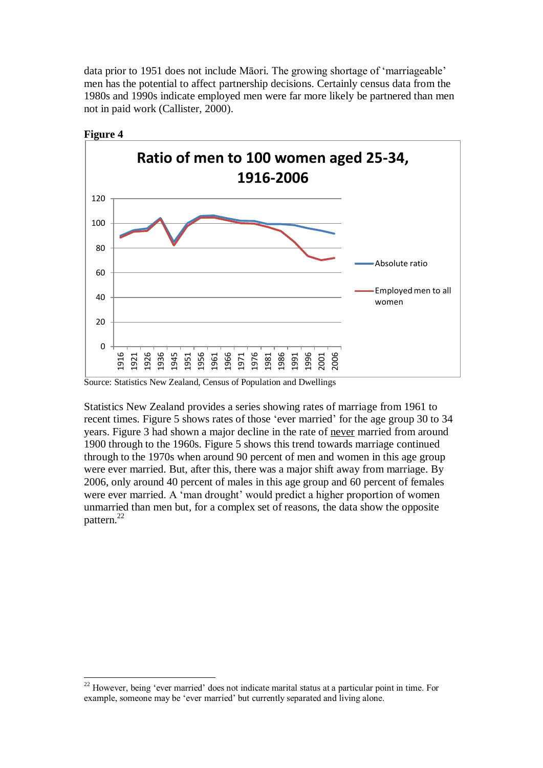data prior to 1951 does not include Māori. The growing shortage of 'marriageable' men has the potential to affect partnership decisions. Certainly census data from the 1980s and 1990s indicate employed men were far more likely be partnered than men not in paid work (Callister, 2000).

**Figure 4**

Source: Statistics New Zealand, Census of Population and Dwellings

Statistics New Zealand provides a series showing rates of marriage from 1961 to recent times. Figure 5 shows rates of those 'ever married' for the age group 30 to 34 years. Figure 3 had shown a major decline in the rate of never married from around 1900 through to the 1960s. Figure 5 shows this trend towards marriage continued through to the 1970s when around 90 percent of men and women in this age group were ever married. But, after this, there was a major shift away from marriage. By 2006, only around 40 percent of males in this age group and 60 percent of females were ever married. A 'man drought' would predict a higher proportion of women unmarried than men but, for a complex set of reasons, the data show the opposite pattern.[22]

[22] However, being 'ever married' does not indicate marital status at a particular point in time. For example, someone may be 'ever married' but currently separated and living alone.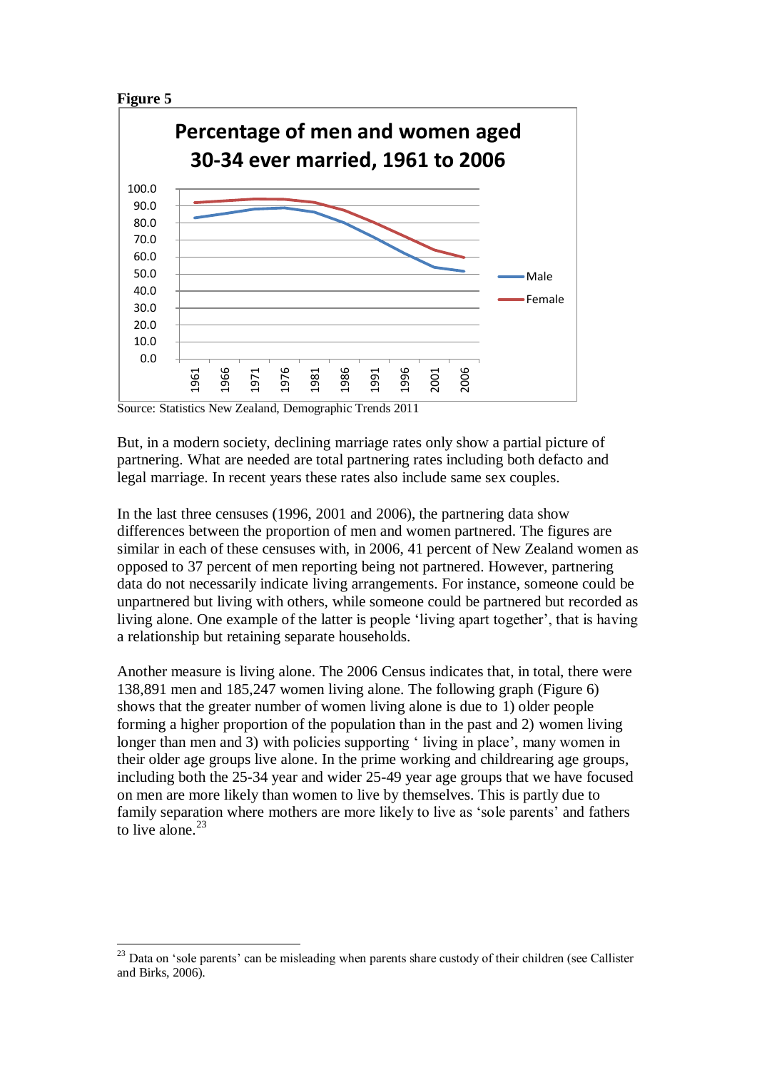**Figure 5**

**Percentage of men and women aged 30-34 ever married, 1961 to 2006**

Source: Statistics New Zealand, Demographic Trends 2011

But, in a modern society, declining marriage rates only show a partial picture of partnering. What are needed are total partnering rates including both defacto and legal marriage. In recent years these rates also include same sex couples.

In the last three censuses (1996, 2001 and 2006), the partnering data show differences between the proportion of men and women partnered. The figures are similar in each of these censuses with, in 2006, 41 percent of New Zealand women as opposed to 37 percent of men reporting being not partnered. However, partnering data do not necessarily indicate living arrangements. For instance, someone could be unpartnered but living with others, while someone could be partnered but recorded as living alone. One example of the latter is people 'living apart together', that is having a relationship but retaining separate households.

Another measure is living alone. The 2006 Census indicates that, in total, there were 138,891 men and 185,247 women living alone. The following graph (Figure 6) shows that the greater number of women living alone is due to 1) older people forming a higher proportion of the population than in the past and 2) women living longer than men and 3) with policies supporting ' living in place', many women in their older age groups live alone. In the prime working and childrearing age groups, including both the 25-34 year and wider 25-49 year age groups that we have focused on men are more likely than women to live by themselves. This is partly due to family separation where mothers are more likely to live as 'sole parents' and fathers to live alone.[23]

---

[23] Data on 'sole parents' can be misleading when parents share custody of their children (see Callister and Birks, 2006).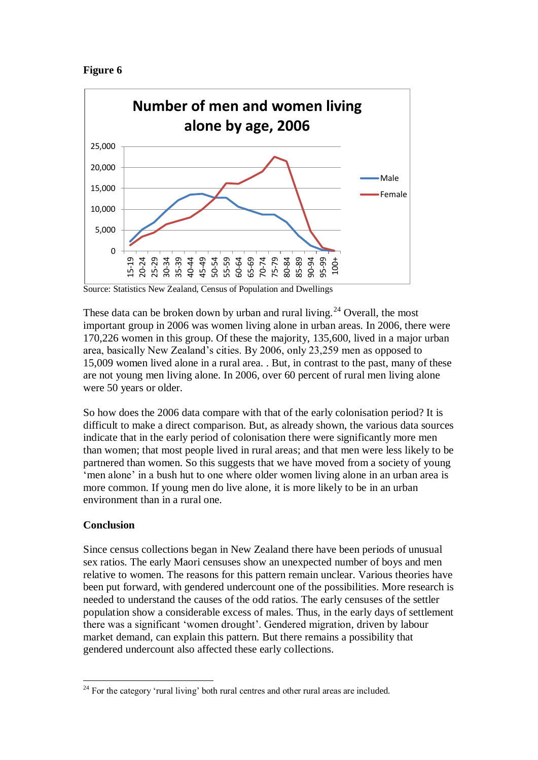**Figure 6**

Source: Statistics New Zealand, Census of Population and Dwellings

These data can be broken down by urban and rural living.[24] Overall, the most important group in 2006 was women living alone in urban areas. In 2006, there were 170,226 women in this group. Of these the majority, 135,600, lived in a major urban area, basically New Zealand's cities. By 2006, only 23,259 men as opposed to 15,009 women lived alone in a rural area. . But, in contrast to the past, many of these are not young men living alone. In 2006, over 60 percent of rural men living alone were 50 years or older.

So how does the 2006 data compare with that of the early colonisation period? It is difficult to make a direct comparison. But, as already shown, the various data sources indicate that in the early period of colonisation there were significantly more men than women; that most people lived in rural areas; and that men were less likely to be partnered than women. So this suggests that we have moved from a society of young 'men alone' in a bush hut to one where older women living alone in an urban area is more common. If young men do live alone, it is more likely to be in an urban environment than in a rural one.

**Conclusion**

Since census collections began in New Zealand there have been periods of unusual sex ratios. The early Maori censuses show an unexpected number of boys and men relative to women. The reasons for this pattern remain unclear. Various theories have been put forward, with gendered undercount one of the possibilities. More research is needed to understand the causes of the odd ratios. The early censuses of the settler population show a considerable excess of males. Thus, in the early days of settlement there was a significant 'women drought'. Gendered migration, driven by labour market demand, can explain this pattern. But there remains a possibility that gendered undercount also affected these early collections.

[24] For the category 'rural living' both rural centres and other rural areas are included.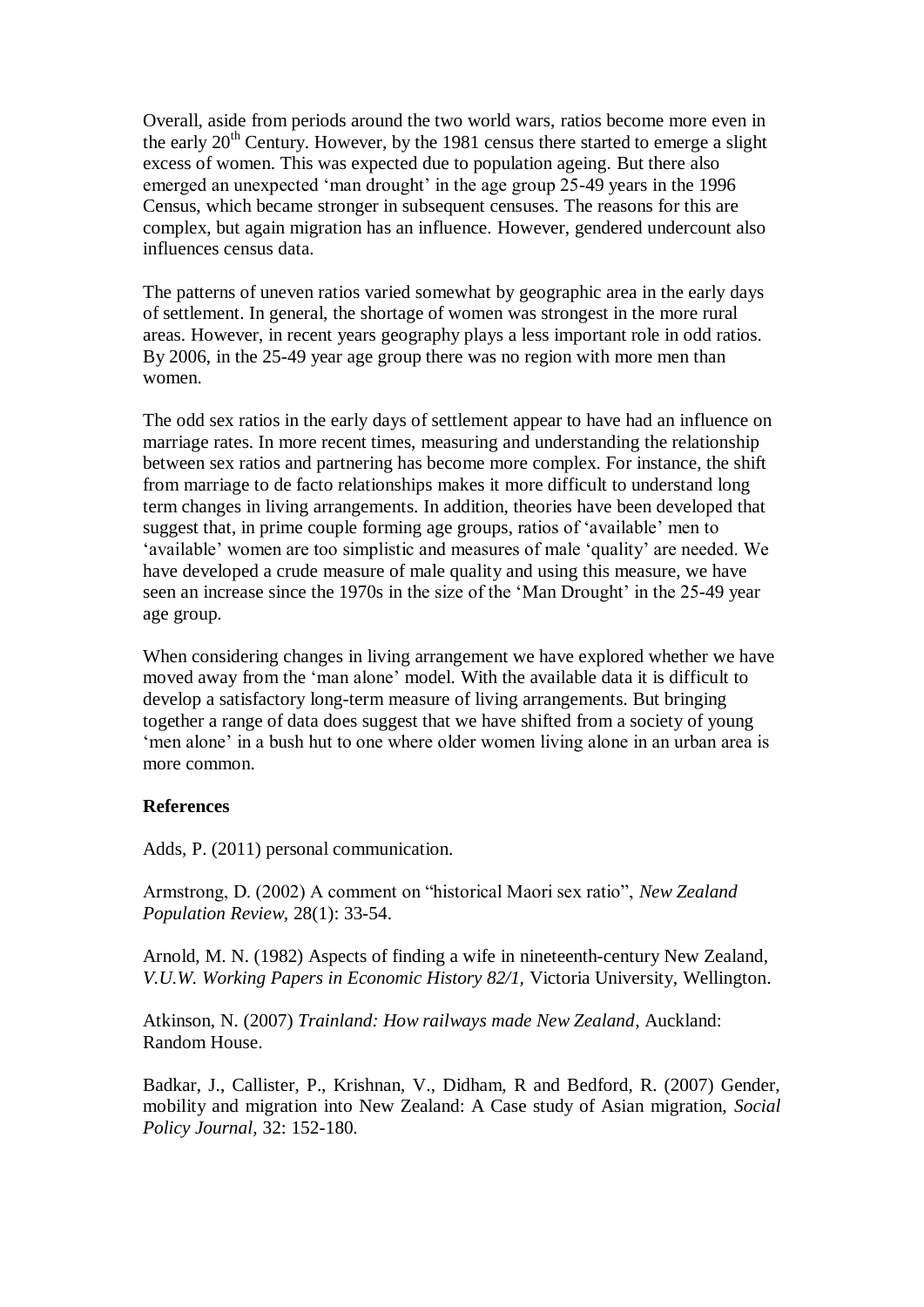Overall, aside from periods around the two world wars, ratios become more even in the early 20th Century. However, by the 1981 census there started to emerge a slight excess of women. This was expected due to population ageing. But there also emerged an unexpected 'man drought' in the age group 25-49 years in the 1996 Census, which became stronger in subsequent censuses. The reasons for this are complex, but again migration has an influence. However, gendered undercount also influences census data.

The patterns of uneven ratios varied somewhat by geographic area in the early days of settlement. In general, the shortage of women was strongest in the more rural areas. However, in recent years geography plays a less important role in odd ratios. By 2006, in the 25-49 year age group there was no region with more men than women.

The odd sex ratios in the early days of settlement appear to have had an influence on marriage rates. In more recent times, measuring and understanding the relationship between sex ratios and partnering has become more complex. For instance, the shift from marriage to de facto relationships makes it more difficult to understand long term changes in living arrangements. In addition, theories have been developed that suggest that, in prime couple forming age groups, ratios of 'available' men to 'available' women are too simplistic and measures of male 'quality' are needed. We have developed a crude measure of male quality and using this measure, we have seen an increase since the 1970s in the size of the 'Man Drought' in the 25-49 year age group.

When considering changes in living arrangement we have explored whether we have moved away from the 'man alone' model. With the available data it is difficult to develop a satisfactory long-term measure of living arrangements. But bringing together a range of data does suggest that we have shifted from a society of young 'men alone' in a bush hut to one where older women living alone in an urban area is more common.

**References**

Adds, P. (2011) personal communication.

Armstrong, D. (2002) A comment on "historical Maori sex ratio", *New Zealand Population Review*, 28(1): 33-54.

Arnold, M. N. (1982) Aspects of finding a wife in nineteenth-century New Zealand, *V.U.W. Working Papers in Economic History 82/1,* Victoria University, Wellington.

Atkinson, N. (2007) *Trainland: How railways made New Zealand*, Auckland: Random House.

Badkar, J., Callister, P., Krishnan, V., Didham, R and Bedford, R. (2007) Gender, mobility and migration into New Zealand: A Case study of Asian migration, *Social Policy Journal*, 32: 152-180.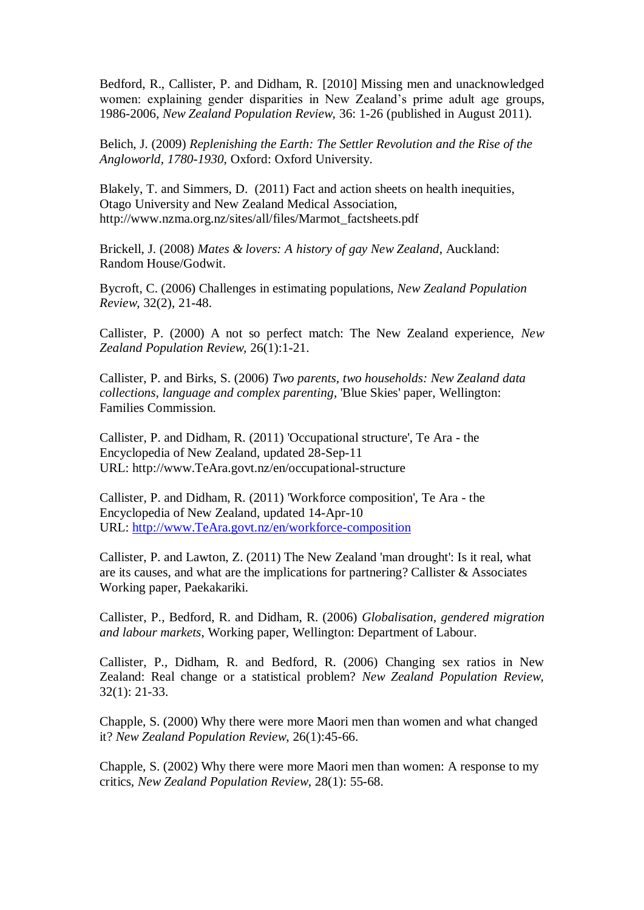Bedford, R., Callister, P. and Didham, R. [2010] Missing men and unacknowledged women: explaining gender disparities in New Zealand's prime adult age groups, 1986-2006, *New Zealand Population Review*, 36: 1-26 (published in August 2011).

Belich, J. (2009) *Replenishing the Earth: The Settler Revolution and the Rise of the Angloworld, 1780-1930*, Oxford: Oxford University.

Blakely, T. and Simmers, D. (2011) Fact and action sheets on health inequities, Otago University and New Zealand Medical Association, http://www.nzma.org.nz/sites/all/files/Marmot_factsheets.pdf

Brickell, J. (2008) *Mates & lovers: A history of gay New Zealand*, Auckland: Random House/Godwit.

Bycroft, C. (2006) Challenges in estimating populations, *New Zealand Population Review,* 32(2), 21-48.

Callister, P. (2000) A not so perfect match: The New Zealand experience, *New Zealand Population Review,* 26(1):1-21.

Callister, P. and Birks, S. (2006) *Two parents, two households: New Zealand data collections, language and complex parenting*, 'Blue Skies' paper, Wellington: Families Commission.

Callister, P. and Didham, R. (2011) 'Occupational structure', Te Ara - the Encyclopedia of New Zealand, updated 28-Sep-11 URL: http://www.TeAra.govt.nz/en/occupational-structure

Callister, P. and Didham, R. (2011) 'Workforce composition', Te Ara - the Encyclopedia of New Zealand, updated 14-Apr-10 URL: http://www.TeAra.govt.nz/en/workforce-composition

Callister, P. and Lawton, Z. (2011) The New Zealand 'man drought': Is it real, what are its causes, and what are the implications for partnering? Callister & Associates Working paper, Paekakariki.

Callister, P., Bedford, R. and Didham, R. (2006) *Globalisation, gendered migration and labour markets*, Working paper, Wellington: Department of Labour.

Callister, P., Didham, R. and Bedford, R. (2006) Changing sex ratios in New Zealand: Real change or a statistical problem? *New Zealand Population Review*, 32(1): 21-33.

Chapple, S. (2000) Why there were more Maori men than women and what changed it? *New Zealand Population Review*, 26(1):45-66.

Chapple, S. (2002) Why there were more Maori men than women: A response to my critics, *New Zealand Population Review*, 28(1): 55-68.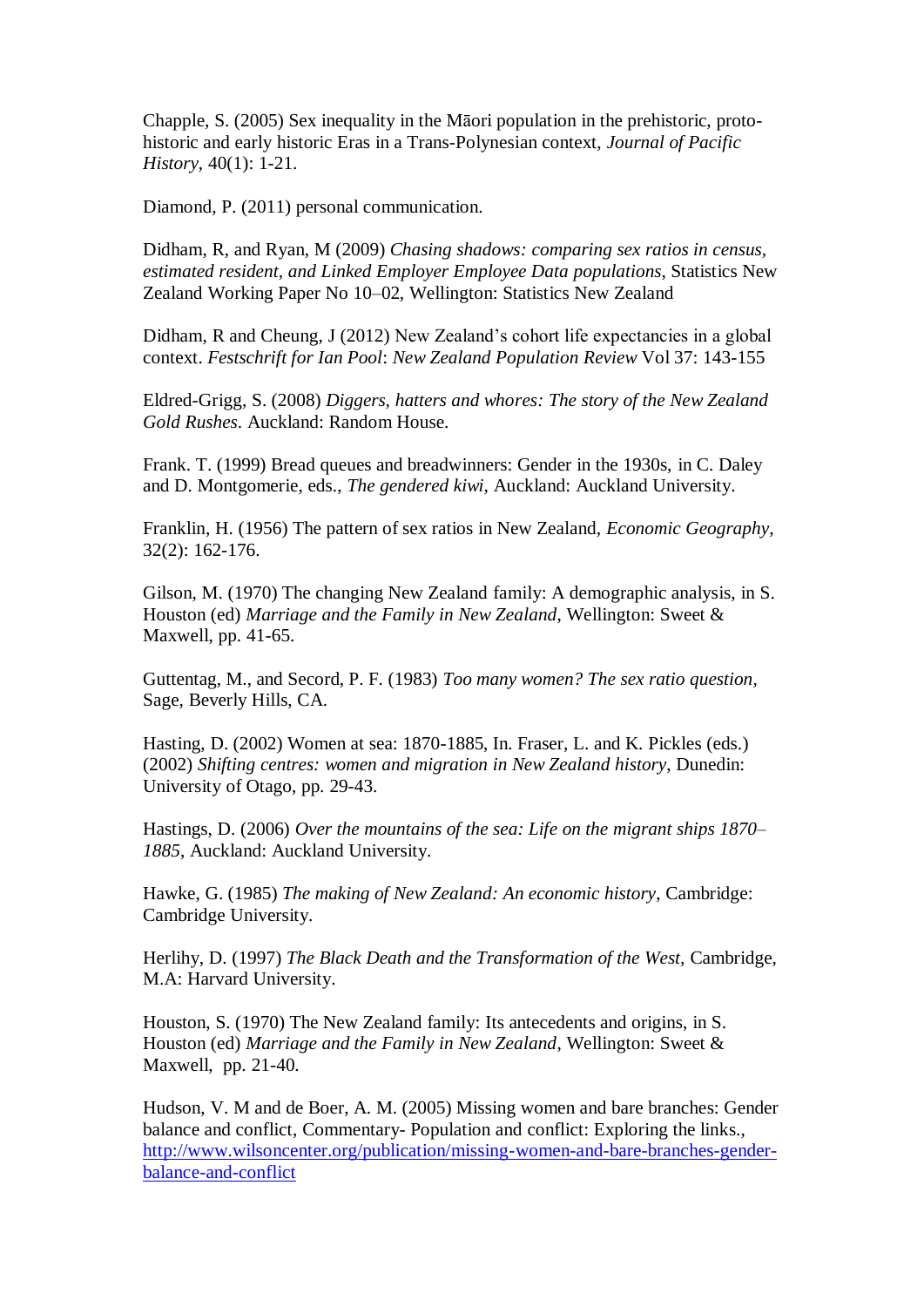Chapple, S. (2005) Sex inequality in the Māori population in the prehistoric, proto-historic and early historic Eras in a Trans-Polynesian context, *Journal of Pacific History*, 40(1): 1-21.

Diamond, P. (2011) personal communication.

Didham, R, and Ryan, M (2009) *Chasing shadows: comparing sex ratios in census, estimated resident, and Linked Employer Employee Data populations*, Statistics New Zealand Working Paper No 10–02, Wellington: Statistics New Zealand

Didham, R and Cheung, J (2012) New Zealand's cohort life expectancies in a global context. *Festschrift for Ian Pool*: *New Zealand Population Review* Vol 37: 143-155

Eldred-Grigg, S. (2008) *Diggers, hatters and whores: The story of the New Zealand Gold Rushes*. Auckland: Random House.

Frank. T. (1999) Bread queues and breadwinners: Gender in the 1930s, in C. Daley and D. Montgomerie, eds., *The gendered kiwi*, Auckland: Auckland University.

Franklin, H. (1956) The pattern of sex ratios in New Zealand, *Economic Geography*, 32(2): 162-176.

Gilson, M. (1970) The changing New Zealand family: A demographic analysis, in S. Houston (ed) *Marriage and the Family in New Zealand*, Wellington: Sweet & Maxwell, pp. 41-65.

Guttentag, M., and Secord, P. F. (1983) *Too many women? The sex ratio question*, Sage, Beverly Hills, CA.

Hasting, D. (2002) Women at sea: 1870-1885, In. Fraser, L. and K. Pickles (eds.) (2002) *Shifting centres: women and migration in New Zealand history*, Dunedin: University of Otago, pp. 29-43.

Hastings, D. (2006) *Over the mountains of the sea: Life on the migrant ships 1870–1885*, Auckland: Auckland University.

Hawke, G. (1985) *The making of New Zealand: An economic history*, Cambridge: Cambridge University.

Herlihy, D. (1997) *The Black Death and the Transformation of the West*, Cambridge, M.A: Harvard University.

Houston, S. (1970) The New Zealand family: Its antecedents and origins, in S. Houston (ed) *Marriage and the Family in New Zealand*, Wellington: Sweet & Maxwell, pp. 21-40.

Hudson, V. M and de Boer, A. M. (2005) Missing women and bare branches: Gender balance and conflict, Commentary- Population and conflict: Exploring the links., http://www.wilsoncenter.org/publication/missing-women-and-bare-branches-gender-balance-and-conflict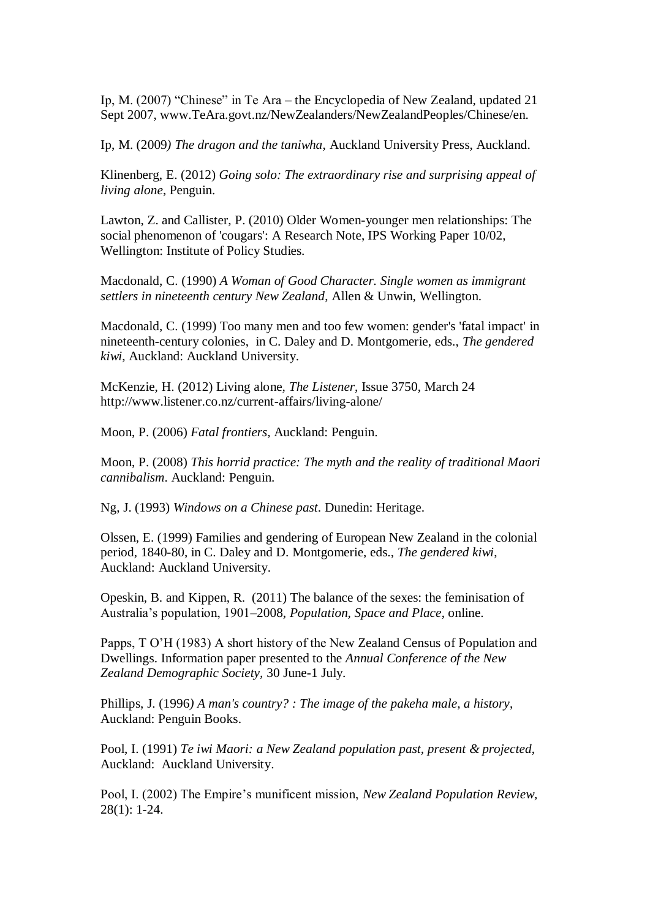Ip, M. (2007) “Chinese” in Te Ara – the Encyclopedia of New Zealand, updated 21 Sept 2007, www.TeAra.govt.nz/NewZealanders/NewZealandPeoples/Chinese/en.

Ip, M. (2009*) The dragon and the taniwha*, Auckland University Press, Auckland.

Klinenberg, E. (2012) *Going solo: The extraordinary rise and surprising appeal of living alone*, Penguin.

Lawton, Z. and Callister, P. (2010) Older Women-younger men relationships: The social phenomenon of 'cougars': A Research Note, IPS Working Paper 10/02, Wellington: Institute of Policy Studies.

Macdonald, C. (1990) *A Woman of Good Character. Single women as immigrant settlers in nineteenth century New Zealand*, Allen & Unwin, Wellington.

Macdonald, C. (1999) Too many men and too few women: gender's 'fatal impact' in nineteenth-century colonies, in C. Daley and D. Montgomerie, eds., *The gendered kiwi*, Auckland: Auckland University.

McKenzie, H. (2012) Living alone, *The Listener*, Issue 3750, March 24 http://www.listener.co.nz/current-affairs/living-alone/

Moon, P. (2006) *Fatal frontiers*, Auckland: Penguin.

Moon, P. (2008) *This horrid practice: The myth and the reality of traditional Maori cannibalism*. Auckland: Penguin.

Ng, J. (1993) *Windows on a Chinese past*. Dunedin: Heritage.

Olssen, E. (1999) Families and gendering of European New Zealand in the colonial period, 1840-80, in C. Daley and D. Montgomerie, eds., *The gendered kiwi*, Auckland: Auckland University.

Opeskin, B. and Kippen, R. (2011) The balance of the sexes: the feminisation of Australia’s population, 1901–2008, *Population, Space and Place*, online.

Papps, T O’H (1983) A short history of the New Zealand Census of Population and Dwellings. Information paper presented to the *Annual Conference of the New Zealand Demographic Society*, 30 June-1 July.

Phillips, J. (1996*) A man's country? : The image of the pakeha male, a history*, Auckland: Penguin Books.

Pool, I. (1991) *Te iwi Maori: a New Zealand population past, present & projected*, Auckland: Auckland University.

Pool, I. (2002) The Empire’s munificent mission, *New Zealand Population Review*, 28(1): 1-24.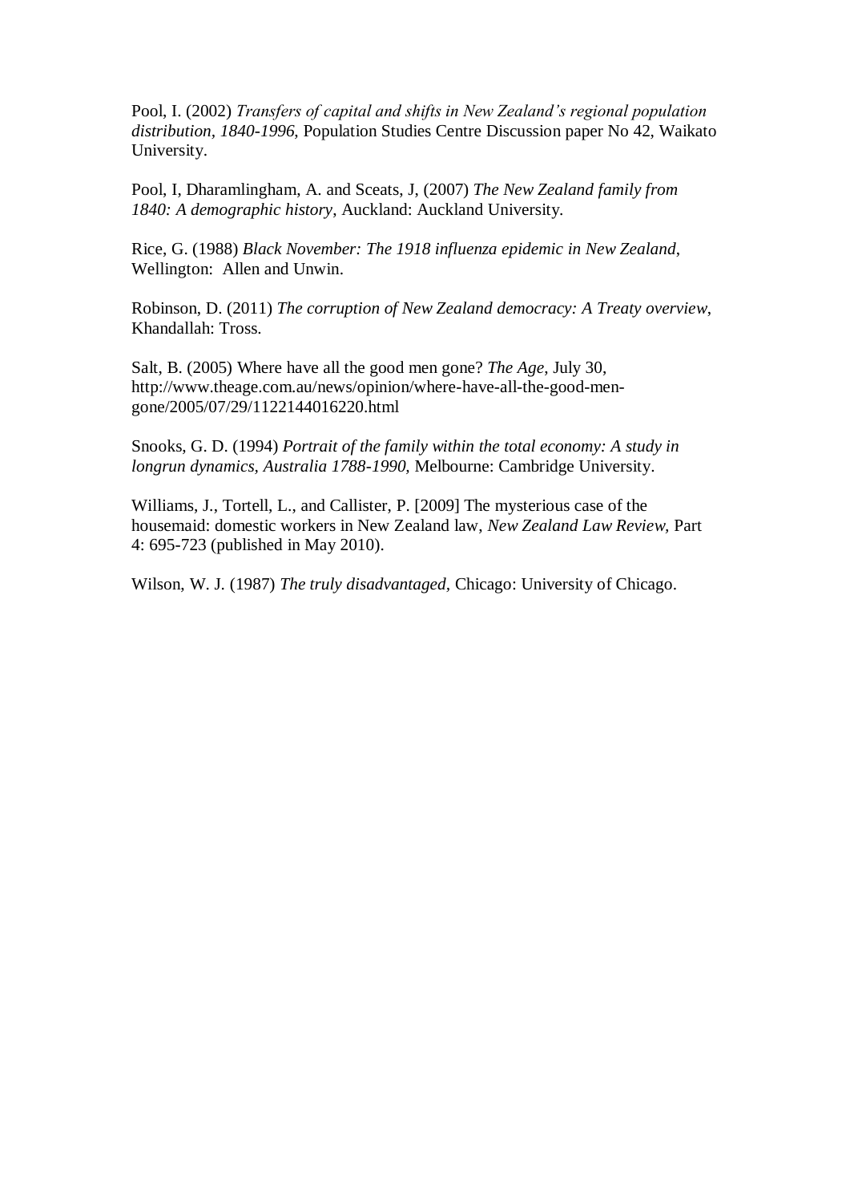Pool, I. (2002) *Transfers of capital and shifts in New Zealand's regional population distribution, 1840-1996*, Population Studies Centre Discussion paper No 42, Waikato University.

Pool, I, Dharamlingham, A. and Sceats, J, (2007) *The New Zealand family from 1840: A demographic history*, Auckland: Auckland University.

Rice, G. (1988) *Black November: The 1918 influenza epidemic in New Zealand*, Wellington: Allen and Unwin.

Robinson, D. (2011) *The corruption of New Zealand democracy: A Treaty overview*, Khandallah: Tross.

Salt, B. (2005) Where have all the good men gone? *The Age*, July 30, http://www.theage.com.au/news/opinion/where-have-all-the-good-men-gone/2005/07/29/1122144016220.html

Snooks, G. D. (1994) *Portrait of the family within the total economy: A study in longrun dynamics, Australia 1788-1990*, Melbourne: Cambridge University.

Williams, J., Tortell, L., and Callister, P. [2009] The mysterious case of the housemaid: domestic workers in New Zealand law, *New Zealand Law Review*, Part 4: 695-723 (published in May 2010).

Wilson, W. J. (1987) *The truly disadvantaged*, Chicago: University of Chicago.